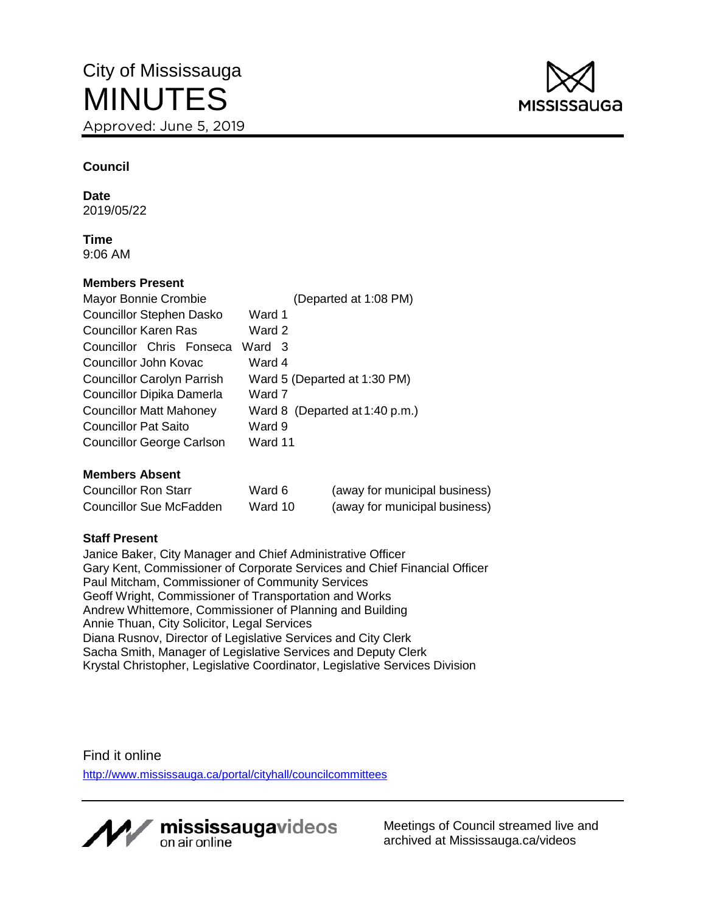City of Mississauga

# MINUTES

Approved: June 5, 2019

**Council**

**Date**
2019/05/22

**Time**
9:06 AM

**Members Present**

| | | |
|---|---|---|
| Mayor Bonnie Crombie | | (Departed at 1:08 PM) |
| Councillor Stephen Dasko | Ward 1 | |
| Councillor Karen Ras | Ward 2 | |
| Councillor Chris Fonseca | Ward 3 | |
| Councillor John Kovac | Ward 4 | |
| Councillor Carolyn Parrish | Ward 5 | (Departed at 1:30 PM) |
| Councillor Dipika Damerla | Ward 7 | |
| Councillor Matt Mahoney | Ward 8 | (Departed at 1:40 p.m.) |
| Councillor Pat Saito | Ward 9 | |
| Councillor George Carlson | Ward 11 | |

**Members Absent**

| | | |
|---|---|---|
| Councillor Ron Starr | Ward 6 | (away for municipal business) |
| Councillor Sue McFadden | Ward 10 | (away for municipal business) |

**Staff Present**

Janice Baker, City Manager and Chief Administrative Officer
Gary Kent, Commissioner of Corporate Services and Chief Financial Officer
Paul Mitcham, Commissioner of Community Services
Geoff Wright, Commissioner of Transportation and Works
Andrew Whittemore, Commissioner of Planning and Building
Annie Thuan, City Solicitor, Legal Services
Diana Rusnov, Director of Legislative Services and City Clerk
Sacha Smith, Manager of Legislative Services and Deputy Clerk
Krystal Christopher, Legislative Coordinator, Legislative Services Division

Find it online
http://www.mississauga.ca/portal/cityhall/councilcommittees

mississaugavideos on air online

Meetings of Council streamed live and archived at Mississauga.ca/videos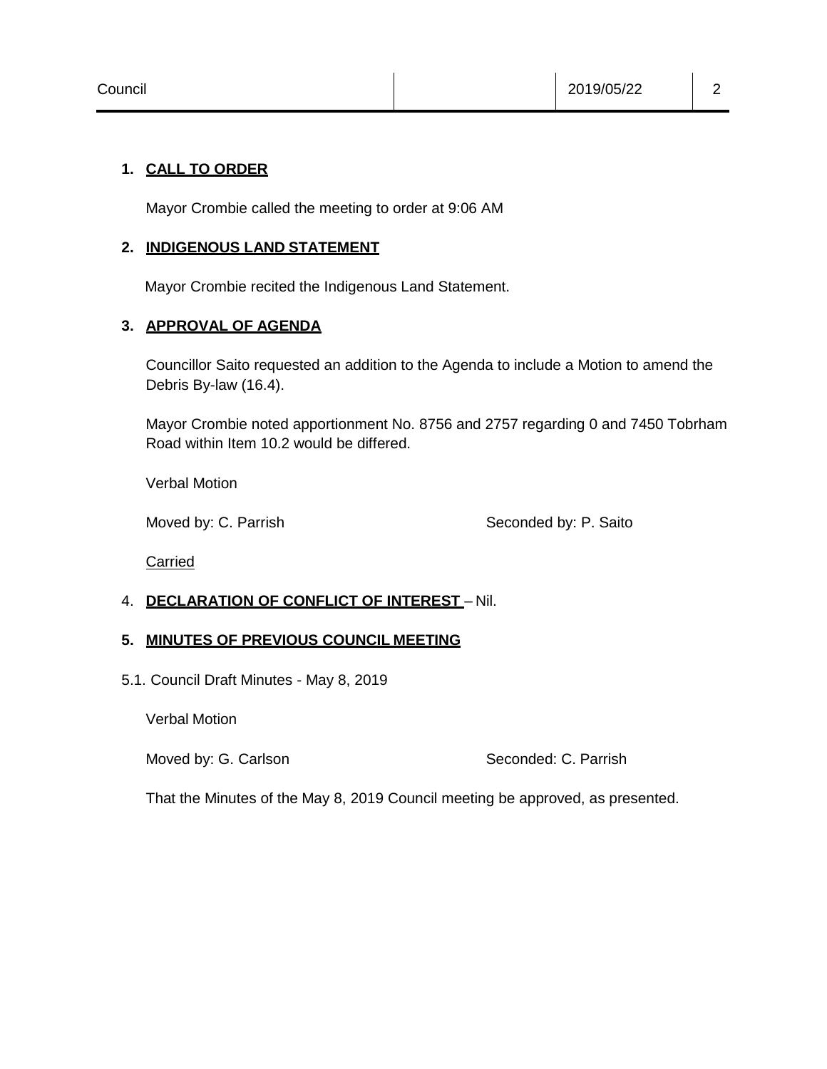## 1. CALL TO ORDER

Mayor Crombie called the meeting to order at 9:06 AM

## 2. INDIGENOUS LAND STATEMENT

Mayor Crombie recited the Indigenous Land Statement.

## 3. APPROVAL OF AGENDA

Councillor Saito requested an addition to the Agenda to include a Motion to amend the Debris By-law (16.4).

Mayor Crombie noted apportionment No. 8756 and 2757 regarding 0 and 7450 Tobrham Road within Item 10.2 would be differed.

Verbal Motion

Moved by: C. Parrish Seconded by: P. Saito

Carried

## 4. DECLARATION OF CONFLICT OF INTEREST – Nil.

## 5. MINUTES OF PREVIOUS COUNCIL MEETING

5.1. Council Draft Minutes - May 8, 2019

Verbal Motion

Moved by: G. Carlson Seconded: C. Parrish

That the Minutes of the May 8, 2019 Council meeting be approved, as presented.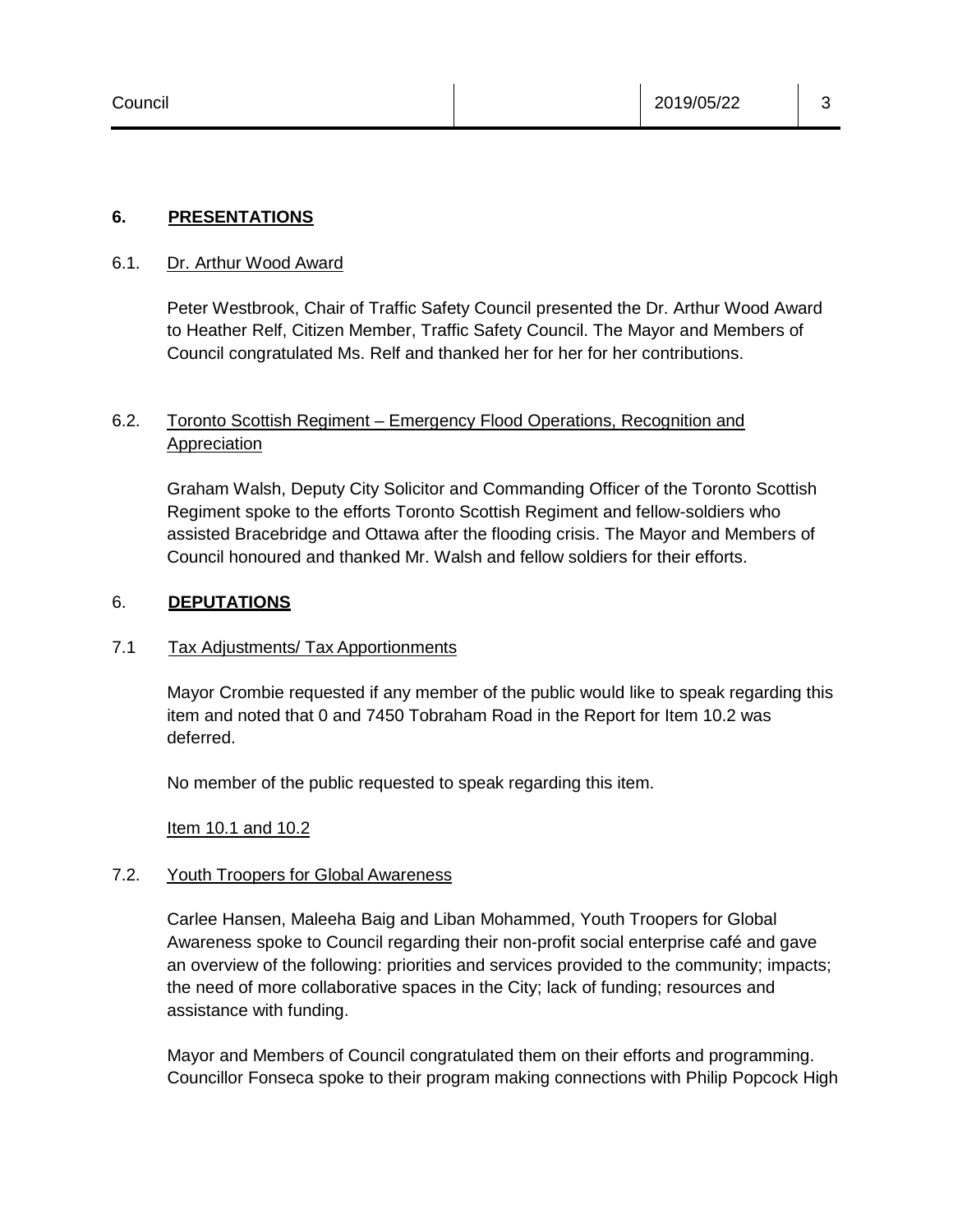## 6. **PRESENTATIONS**

### 6.1. Dr. Arthur Wood Award

Peter Westbrook, Chair of Traffic Safety Council presented the Dr. Arthur Wood Award to Heather Relf, Citizen Member, Traffic Safety Council. The Mayor and Members of Council congratulated Ms. Relf and thanked her for her for her contributions.

### 6.2. Toronto Scottish Regiment – Emergency Flood Operations, Recognition and Appreciation

Graham Walsh, Deputy City Solicitor and Commanding Officer of the Toronto Scottish Regiment spoke to the efforts Toronto Scottish Regiment and fellow-soldiers who assisted Bracebridge and Ottawa after the flooding crisis. The Mayor and Members of Council honoured and thanked Mr. Walsh and fellow soldiers for their efforts.

## 6. **DEPUTATIONS**

### 7.1 Tax Adjustments/ Tax Apportionments

Mayor Crombie requested if any member of the public would like to speak regarding this item and noted that 0 and 7450 Tobraham Road in the Report for Item 10.2 was deferred.

No member of the public requested to speak regarding this item.

Item 10.1 and 10.2

### 7.2. Youth Troopers for Global Awareness

Carlee Hansen, Maleeha Baig and Liban Mohammed, Youth Troopers for Global Awareness spoke to Council regarding their non-profit social enterprise café and gave an overview of the following: priorities and services provided to the community; impacts; the need of more collaborative spaces in the City; lack of funding; resources and assistance with funding.

Mayor and Members of Council congratulated them on their efforts and programming. Councillor Fonseca spoke to their program making connections with Philip Popcock High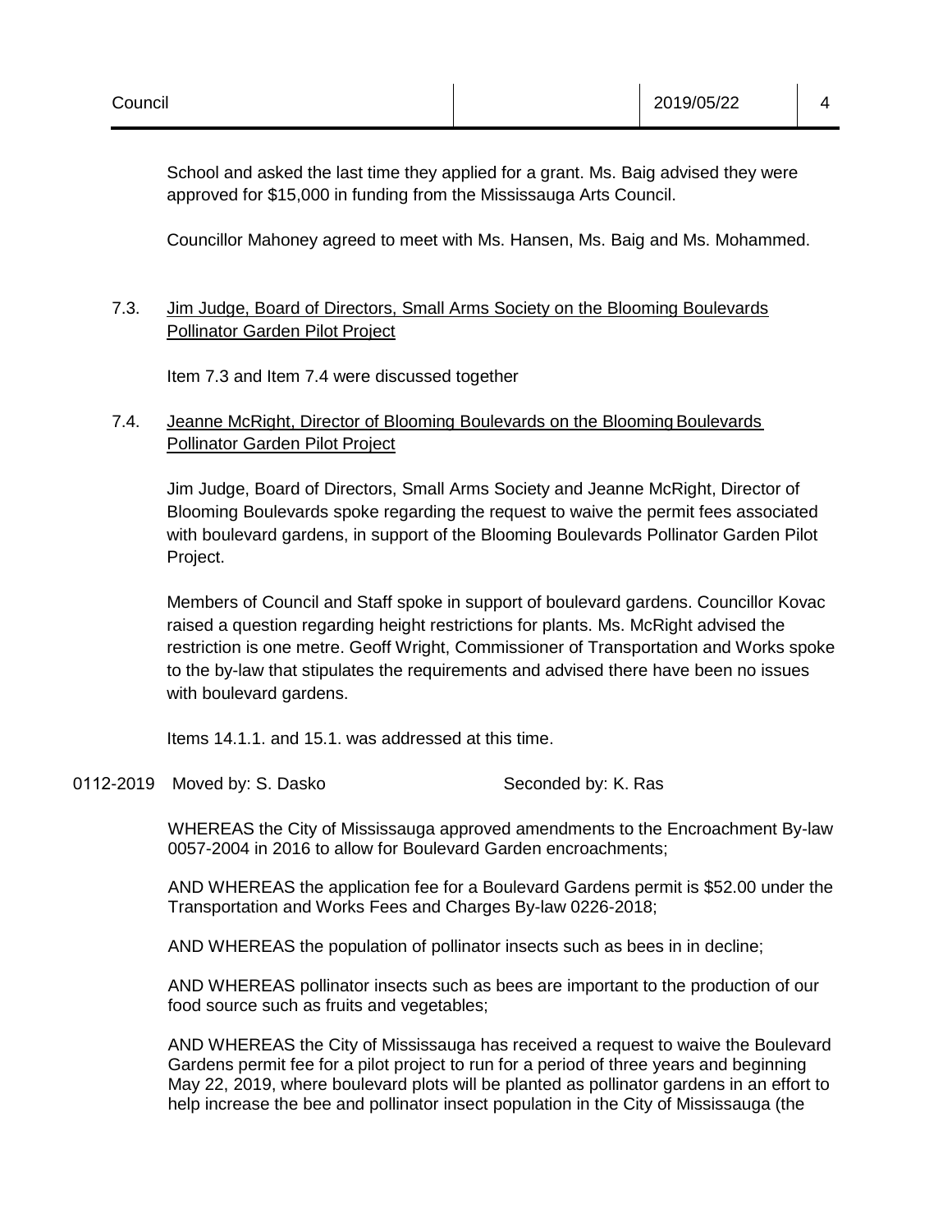School and asked the last time they applied for a grant. Ms. Baig advised they were approved for $15,000 in funding from the Mississauga Arts Council.

Councillor Mahoney agreed to meet with Ms. Hansen, Ms. Baig and Ms. Mohammed.

7.3. Jim Judge, Board of Directors, Small Arms Society on the Blooming Boulevards Pollinator Garden Pilot Project

Item 7.3 and Item 7.4 were discussed together

7.4. Jeanne McRight, Director of Blooming Boulevards on the Blooming Boulevards Pollinator Garden Pilot Project

Jim Judge, Board of Directors, Small Arms Society and Jeanne McRight, Director of Blooming Boulevards spoke regarding the request to waive the permit fees associated with boulevard gardens, in support of the Blooming Boulevards Pollinator Garden Pilot Project.

Members of Council and Staff spoke in support of boulevard gardens. Councillor Kovac raised a question regarding height restrictions for plants. Ms. McRight advised the restriction is one metre. Geoff Wright, Commissioner of Transportation and Works spoke to the by-law that stipulates the requirements and advised there have been no issues with boulevard gardens.

Items 14.1.1. and 15.1. was addressed at this time.

0112-2019 Moved by: S. Dasko Seconded by: K. Ras

WHEREAS the City of Mississauga approved amendments to the Encroachment By-law 0057-2004 in 2016 to allow for Boulevard Garden encroachments;

AND WHEREAS the application fee for a Boulevard Gardens permit is $52.00 under the Transportation and Works Fees and Charges By-law 0226-2018;

AND WHEREAS the population of pollinator insects such as bees in in decline;

AND WHEREAS pollinator insects such as bees are important to the production of our food source such as fruits and vegetables;

AND WHEREAS the City of Mississauga has received a request to waive the Boulevard Gardens permit fee for a pilot project to run for a period of three years and beginning May 22, 2019, where boulevard plots will be planted as pollinator gardens in an effort to help increase the bee and pollinator insect population in the City of Mississauga (the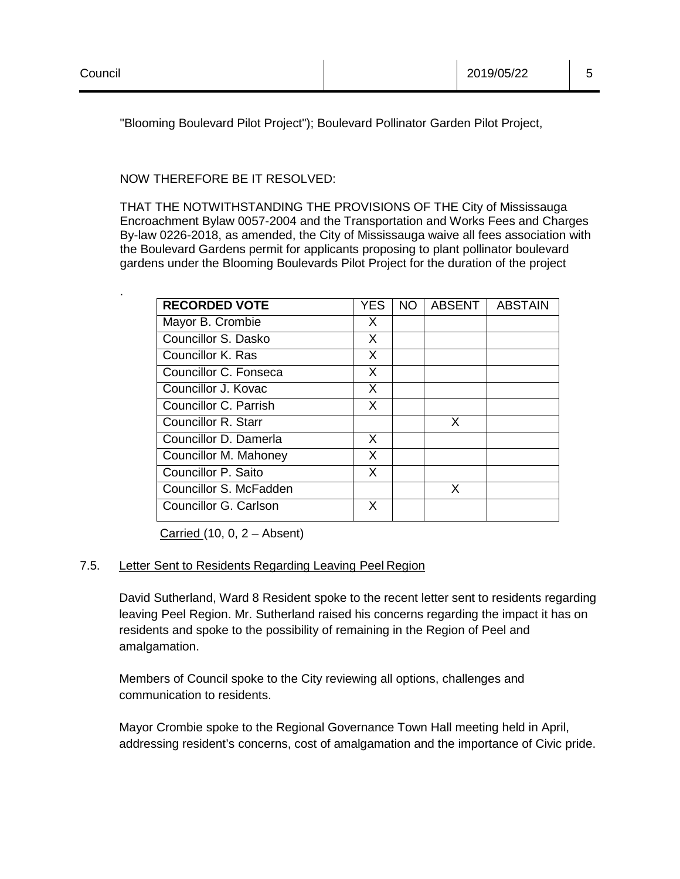"Blooming Boulevard Pilot Project"); Boulevard Pollinator Garden Pilot Project,

NOW THEREFORE BE IT RESOLVED:

THAT THE NOTWITHSTANDING THE PROVISIONS OF THE City of Mississauga Encroachment Bylaw 0057-2004 and the Transportation and Works Fees and Charges By-law 0226-2018, as amended, the City of Mississauga waive all fees association with the Boulevard Gardens permit for applicants proposing to plant pollinator boulevard gardens under the Blooming Boulevards Pilot Project for the duration of the project

.

| RECORDED VOTE | YES | NO | ABSENT | ABSTAIN |
|---|---|---|---|---|
| Mayor B. Crombie | X | | | |
| Councillor S. Dasko | X | | | |
| Councillor K. Ras | X | | | |
| Councillor C. Fonseca | X | | | |
| Councillor J. Kovac | X | | | |
| Councillor C. Parrish | X | | | |
| Councillor R. Starr | | | X | |
| Councillor D. Damerla | X | | | |
| Councillor M. Mahoney | X | | | |
| Councillor P. Saito | X | | | |
| Councillor S. McFadden | | | X | |
| Councillor G. Carlson | X | | | |

Carried (10, 0, 2 – Absent)

### 7.5. Letter Sent to Residents Regarding Leaving Peel Region

David Sutherland, Ward 8 Resident spoke to the recent letter sent to residents regarding leaving Peel Region. Mr. Sutherland raised his concerns regarding the impact it has on residents and spoke to the possibility of remaining in the Region of Peel and amalgamation.

Members of Council spoke to the City reviewing all options, challenges and communication to residents.

Mayor Crombie spoke to the Regional Governance Town Hall meeting held in April, addressing resident's concerns, cost of amalgamation and the importance of Civic pride.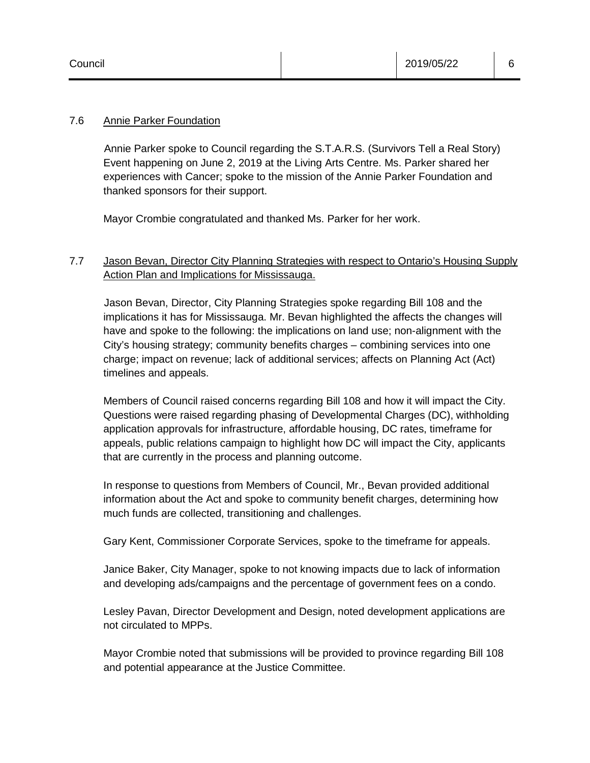### 7.6 Annie Parker Foundation

Annie Parker spoke to Council regarding the S.T.A.R.S. (Survivors Tell a Real Story) Event happening on June 2, 2019 at the Living Arts Centre. Ms. Parker shared her experiences with Cancer; spoke to the mission of the Annie Parker Foundation and thanked sponsors for their support.

Mayor Crombie congratulated and thanked Ms. Parker for her work.

### 7.7 Jason Bevan, Director City Planning Strategies with respect to Ontario's Housing Supply Action Plan and Implications for Mississauga.

Jason Bevan, Director, City Planning Strategies spoke regarding Bill 108 and the implications it has for Mississauga. Mr. Bevan highlighted the affects the changes will have and spoke to the following: the implications on land use; non-alignment with the City's housing strategy; community benefits charges – combining services into one charge; impact on revenue; lack of additional services; affects on Planning Act (Act) timelines and appeals.

Members of Council raised concerns regarding Bill 108 and how it will impact the City. Questions were raised regarding phasing of Developmental Charges (DC), withholding application approvals for infrastructure, affordable housing, DC rates, timeframe for appeals, public relations campaign to highlight how DC will impact the City, applicants that are currently in the process and planning outcome.

In response to questions from Members of Council, Mr., Bevan provided additional information about the Act and spoke to community benefit charges, determining how much funds are collected, transitioning and challenges.

Gary Kent, Commissioner Corporate Services, spoke to the timeframe for appeals.

Janice Baker, City Manager, spoke to not knowing impacts due to lack of information and developing ads/campaigns and the percentage of government fees on a condo.

Lesley Pavan, Director Development and Design, noted development applications are not circulated to MPPs.

Mayor Crombie noted that submissions will be provided to province regarding Bill 108 and potential appearance at the Justice Committee.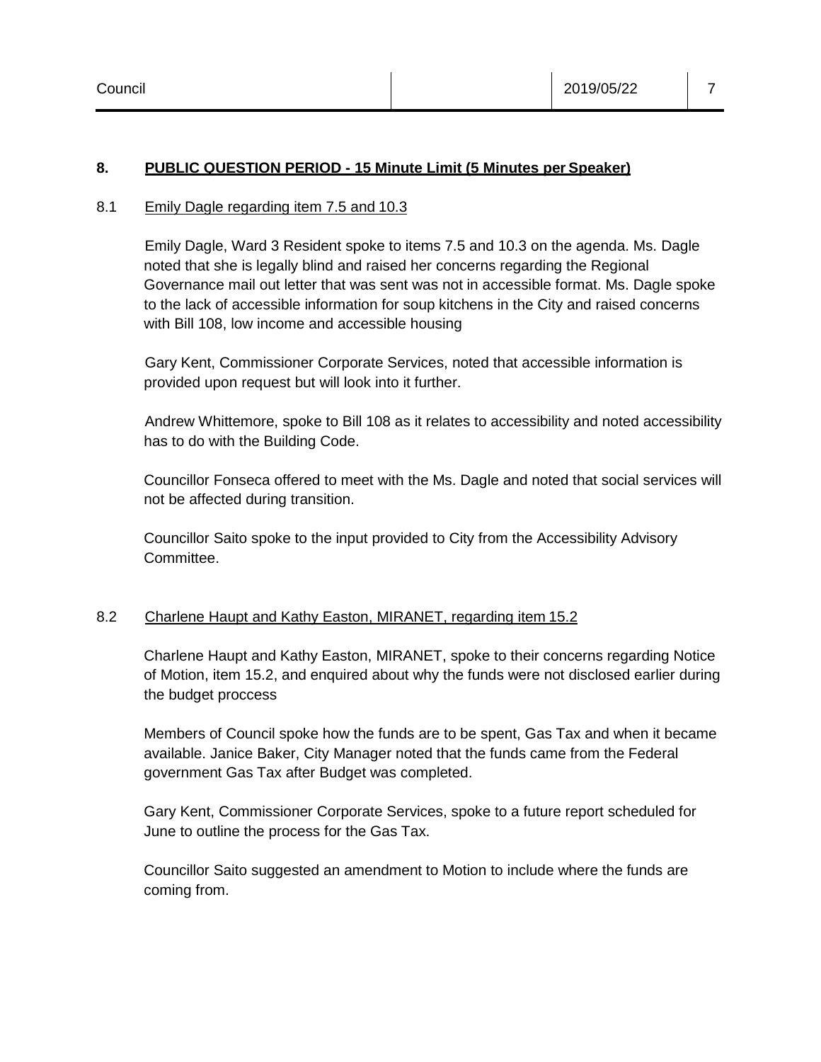## 8. PUBLIC QUESTION PERIOD - 15 Minute Limit (5 Minutes per Speaker)

### 8.1 Emily Dagle regarding item 7.5 and 10.3

Emily Dagle, Ward 3 Resident spoke to items 7.5 and 10.3 on the agenda. Ms. Dagle noted that she is legally blind and raised her concerns regarding the Regional Governance mail out letter that was sent was not in accessible format. Ms. Dagle spoke to the lack of accessible information for soup kitchens in the City and raised concerns with Bill 108, low income and accessible housing

Gary Kent, Commissioner Corporate Services, noted that accessible information is provided upon request but will look into it further.

Andrew Whittemore, spoke to Bill 108 as it relates to accessibility and noted accessibility has to do with the Building Code.

Councillor Fonseca offered to meet with the Ms. Dagle and noted that social services will not be affected during transition.

Councillor Saito spoke to the input provided to City from the Accessibility Advisory Committee.

### 8.2 Charlene Haupt and Kathy Easton, MIRANET, regarding item 15.2

Charlene Haupt and Kathy Easton, MIRANET, spoke to their concerns regarding Notice of Motion, item 15.2, and enquired about why the funds were not disclosed earlier during the budget proccess

Members of Council spoke how the funds are to be spent, Gas Tax and when it became available. Janice Baker, City Manager noted that the funds came from the Federal government Gas Tax after Budget was completed.

Gary Kent, Commissioner Corporate Services, spoke to a future report scheduled for June to outline the process for the Gas Tax.

Councillor Saito suggested an amendment to Motion to include where the funds are coming from.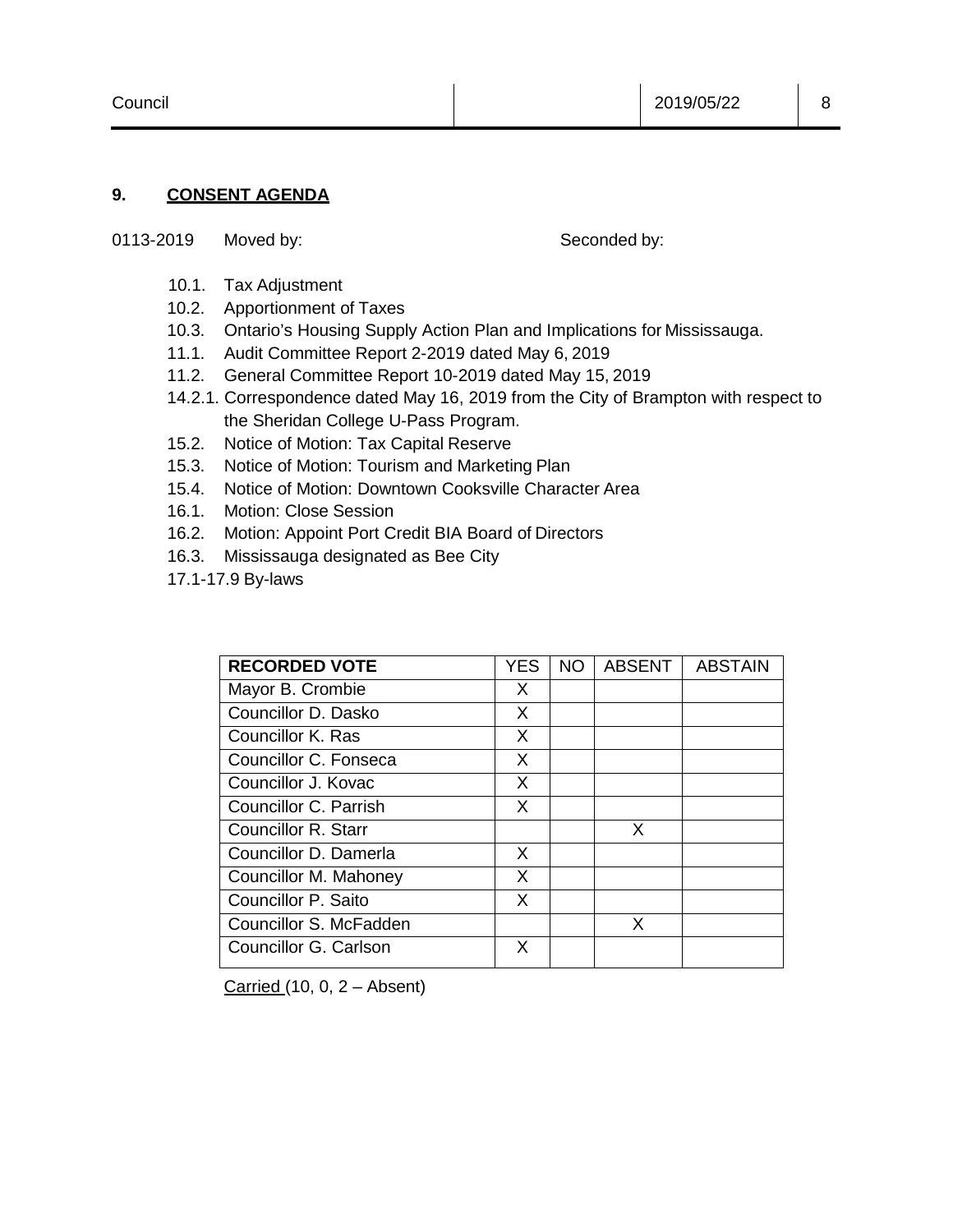## 9. CONSENT AGENDA

0113-2019 Moved by: Seconded by:

10.1. Tax Adjustment
10.2. Apportionment of Taxes
10.3. Ontario's Housing Supply Action Plan and Implications for Mississauga.
11.1. Audit Committee Report 2-2019 dated May 6, 2019
11.2. General Committee Report 10-2019 dated May 15, 2019
14.2.1. Correspondence dated May 16, 2019 from the City of Brampton with respect to the Sheridan College U-Pass Program.
15.2. Notice of Motion: Tax Capital Reserve
15.3. Notice of Motion: Tourism and Marketing Plan
15.4. Notice of Motion: Downtown Cooksville Character Area
16.1. Motion: Close Session
16.2. Motion: Appoint Port Credit BIA Board of Directors
16.3. Mississauga designated as Bee City
17.1-17.9 By-laws

| RECORDED VOTE | YES | NO | ABSENT | ABSTAIN |
|---|---|---|---|---|
| Mayor B. Crombie | X | | | |
| Councillor D. Dasko | X | | | |
| Councillor K. Ras | X | | | |
| Councillor C. Fonseca | X | | | |
| Councillor J. Kovac | X | | | |
| Councillor C. Parrish | X | | | |
| Councillor R. Starr | | | X | |
| Councillor D. Damerla | X | | | |
| Councillor M. Mahoney | X | | | |
| Councillor P. Saito | X | | | |
| Councillor S. McFadden | | | X | |
| Councillor G. Carlson | X | | | |

Carried (10, 0, 2 – Absent)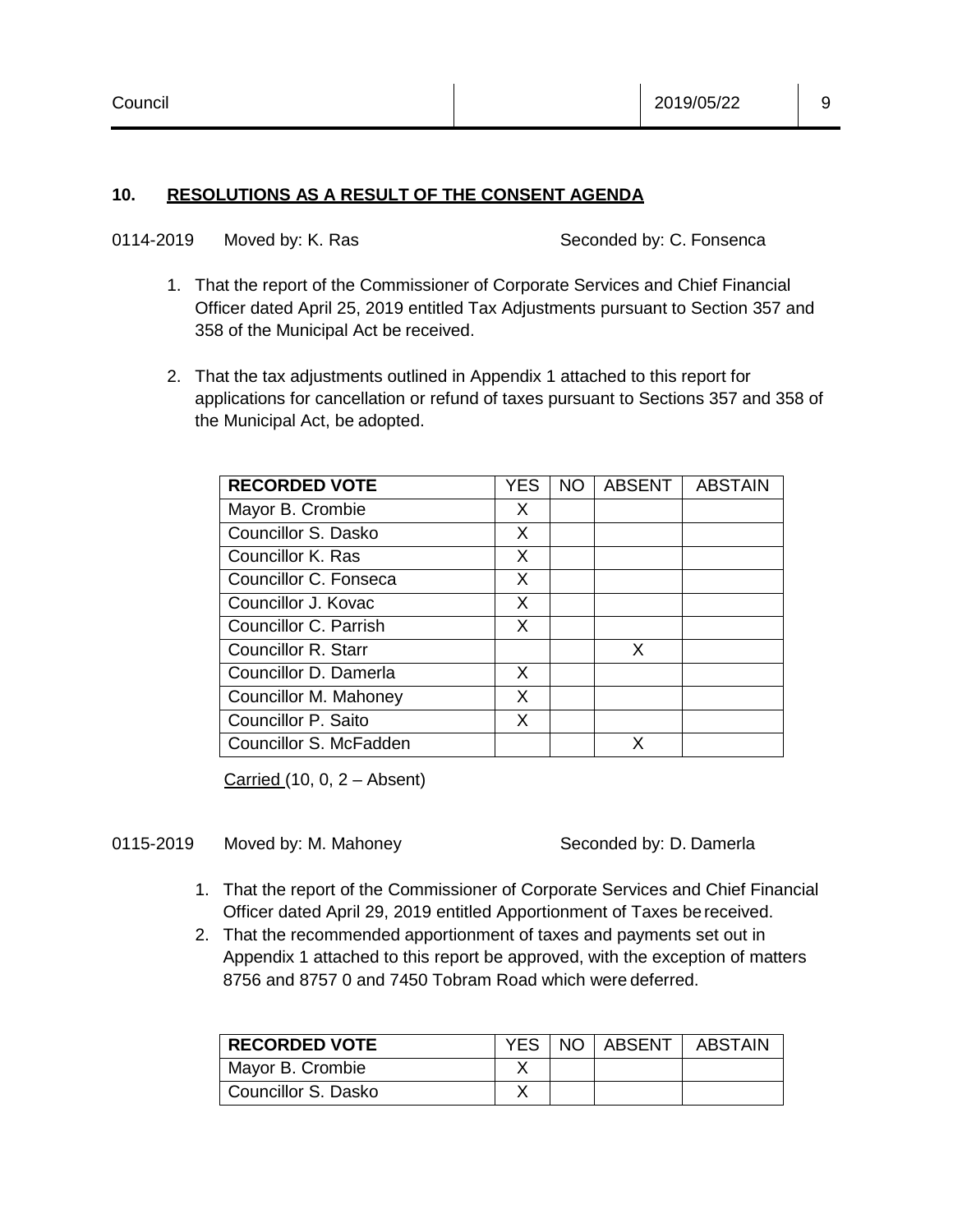## 10. RESOLUTIONS AS A RESULT OF THE CONSENT AGENDA

0114-2019 Moved by: K. Ras Seconded by: C. Fonsenca

1. That the report of the Commissioner of Corporate Services and Chief Financial Officer dated April 25, 2019 entitled Tax Adjustments pursuant to Section 357 and 358 of the Municipal Act be received.

2. That the tax adjustments outlined in Appendix 1 attached to this report for applications for cancellation or refund of taxes pursuant to Sections 357 and 358 of the Municipal Act, be adopted.

| RECORDED VOTE | YES | NO | ABSENT | ABSTAIN |
|---|---|---|---|---|
| Mayor B. Crombie | X | | | |
| Councillor S. Dasko | X | | | |
| Councillor K. Ras | X | | | |
| Councillor C. Fonseca | X | | | |
| Councillor J. Kovac | X | | | |
| Councillor C. Parrish | X | | | |
| Councillor R. Starr | | | X | |
| Councillor D. Damerla | X | | | |
| Councillor M. Mahoney | X | | | |
| Councillor P. Saito | X | | | |
| Councillor S. McFadden | | | X | |

Carried (10, 0, 2 – Absent)

0115-2019 Moved by: M. Mahoney Seconded by: D. Damerla

1. That the report of the Commissioner of Corporate Services and Chief Financial Officer dated April 29, 2019 entitled Apportionment of Taxes be received.
2. That the recommended apportionment of taxes and payments set out in Appendix 1 attached to this report be approved, with the exception of matters 8756 and 8757 0 and 7450 Tobram Road which were deferred.

| RECORDED VOTE | YES | NO | ABSENT | ABSTAIN |
|---|---|---|---|---|
| Mayor B. Crombie | X | | | |
| Councillor S. Dasko | X | | | |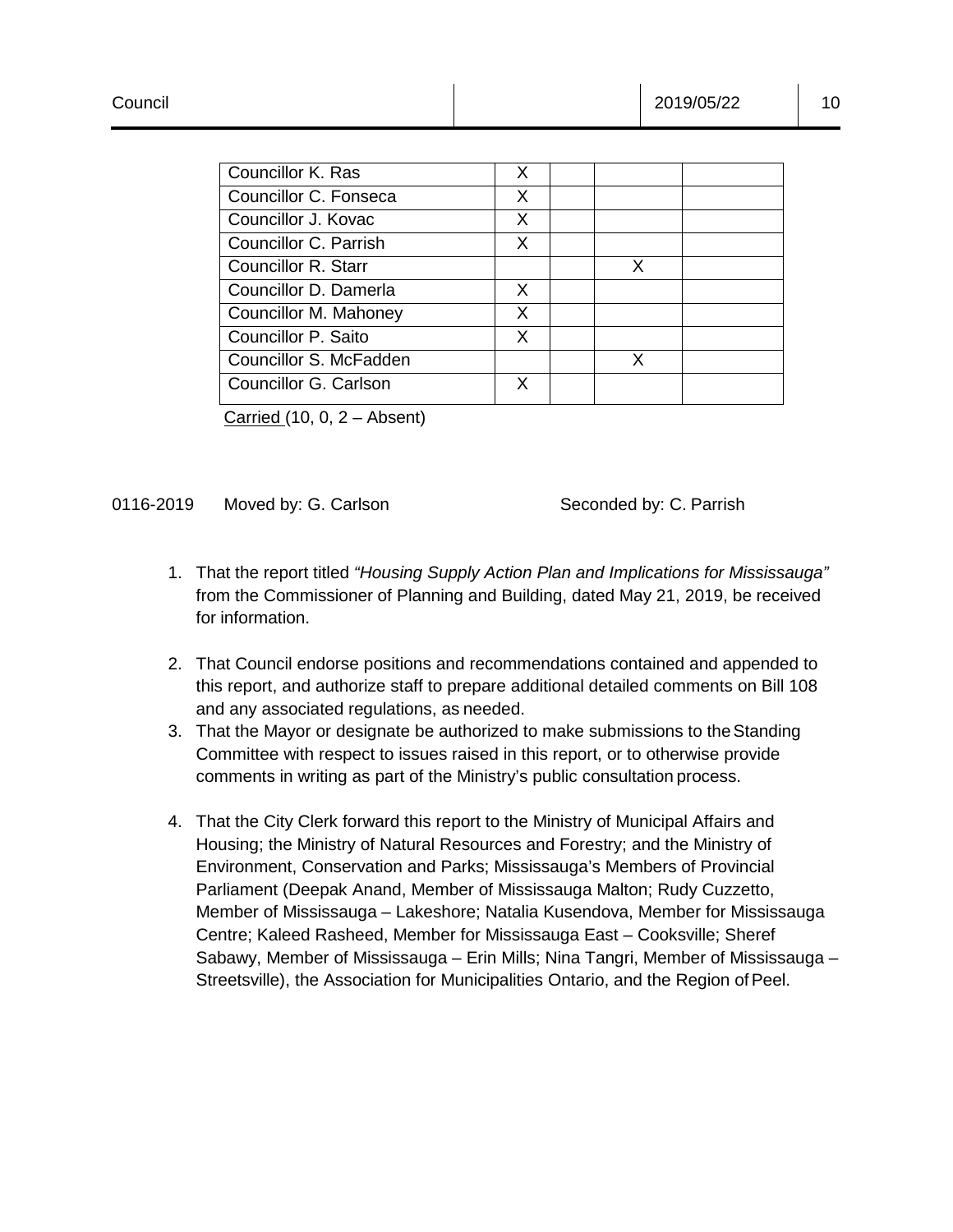| | | | | |
|---|---|---|---|---|
| Councillor K. Ras | X | | | |
| Councillor C. Fonseca | X | | | |
| Councillor J. Kovac | X | | | |
| Councillor C. Parrish | X | | | |
| Councillor R. Starr | | | X | |
| Councillor D. Damerla | X | | | |
| Councillor M. Mahoney | X | | | |
| Councillor P. Saito | X | | | |
| Councillor S. McFadden | | | X | |
| Councillor G. Carlson | X | | | |

Carried (10, 0, 2 – Absent)

0116-2019 Moved by: G. Carlson Seconded by: C. Parrish

1. That the report titled *"Housing Supply Action Plan and Implications for Mississauga"* from the Commissioner of Planning and Building, dated May 21, 2019, be received for information.
2. That Council endorse positions and recommendations contained and appended to this report, and authorize staff to prepare additional detailed comments on Bill 108 and any associated regulations, as needed.
3. That the Mayor or designate be authorized to make submissions to the Standing Committee with respect to issues raised in this report, or to otherwise provide comments in writing as part of the Ministry's public consultation process.
4. That the City Clerk forward this report to the Ministry of Municipal Affairs and Housing; the Ministry of Natural Resources and Forestry; and the Ministry of Environment, Conservation and Parks; Mississauga's Members of Provincial Parliament (Deepak Anand, Member of Mississauga Malton; Rudy Cuzzetto, Member of Mississauga – Lakeshore; Natalia Kusendova, Member for Mississauga Centre; Kaleed Rasheed, Member for Mississauga East – Cooksville; Sheref Sabawy, Member of Mississauga – Erin Mills; Nina Tangri, Member of Mississauga – Streetsville), the Association for Municipalities Ontario, and the Region of Peel.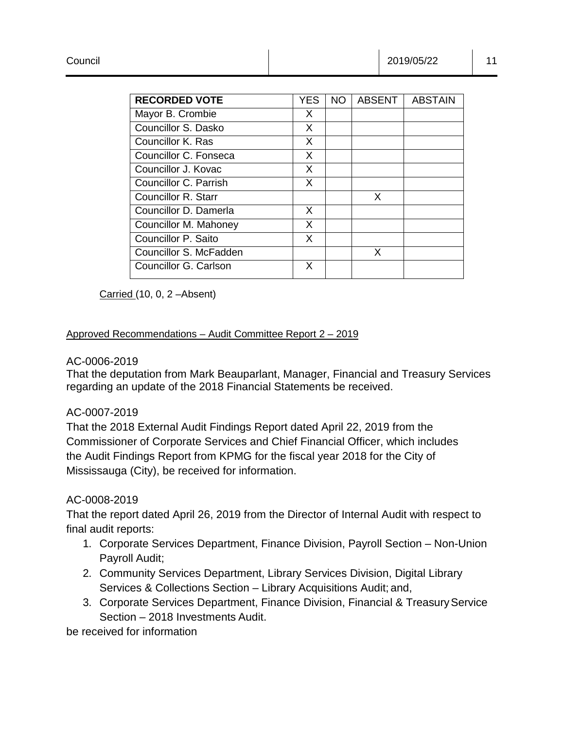| RECORDED VOTE | YES | NO | ABSENT | ABSTAIN |
|---|---|---|---|---|
| Mayor B. Crombie | X | | | |
| Councillor S. Dasko | X | | | |
| Councillor K. Ras | X | | | |
| Councillor C. Fonseca | X | | | |
| Councillor J. Kovac | X | | | |
| Councillor C. Parrish | X | | | |
| Councillor R. Starr | | | X | |
| Councillor D. Damerla | X | | | |
| Councillor M. Mahoney | X | | | |
| Councillor P. Saito | X | | | |
| Councillor S. McFadden | | | X | |
| Councillor G. Carlson | X | | | |

Carried (10, 0, 2 –Absent)

Approved Recommendations – Audit Committee Report 2 – 2019

AC-0006-2019
That the deputation from Mark Beauparlant, Manager, Financial and Treasury Services regarding an update of the 2018 Financial Statements be received.

AC-0007-2019
That the 2018 External Audit Findings Report dated April 22, 2019 from the Commissioner of Corporate Services and Chief Financial Officer, which includes the Audit Findings Report from KPMG for the fiscal year 2018 for the City of Mississauga (City), be received for information.

AC-0008-2019
That the report dated April 26, 2019 from the Director of Internal Audit with respect to final audit reports:

1. Corporate Services Department, Finance Division, Payroll Section – Non-Union Payroll Audit;
2. Community Services Department, Library Services Division, Digital Library Services & Collections Section – Library Acquisitions Audit; and,
3. Corporate Services Department, Finance Division, Financial & Treasury Service Section – 2018 Investments Audit.

be received for information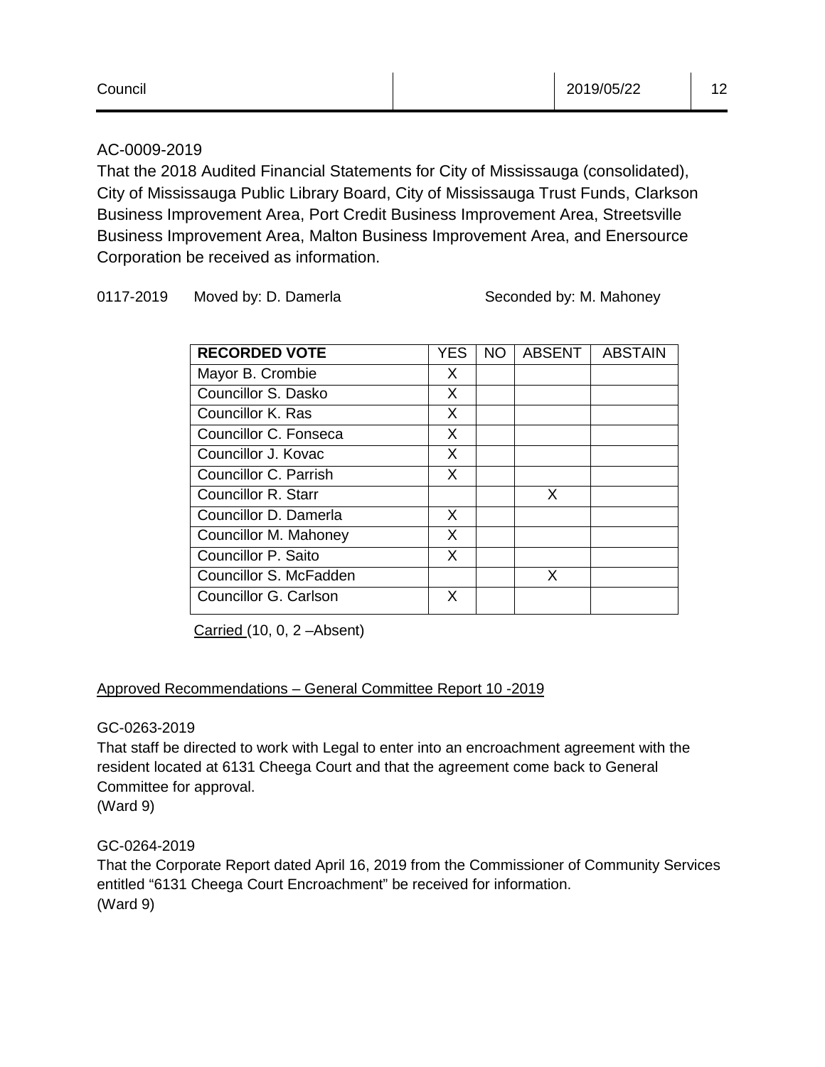AC-0009-2019

That the 2018 Audited Financial Statements for City of Mississauga (consolidated), City of Mississauga Public Library Board, City of Mississauga Trust Funds, Clarkson Business Improvement Area, Port Credit Business Improvement Area, Streetsville Business Improvement Area, Malton Business Improvement Area, and Enersource Corporation be received as information.

0117-2019 Moved by: D. Damerla Seconded by: M. Mahoney

| RECORDED VOTE | YES | NO | ABSENT | ABSTAIN |
|---|---|---|---|---|
| Mayor B. Crombie | X | | | |
| Councillor S. Dasko | X | | | |
| Councillor K. Ras | X | | | |
| Councillor C. Fonseca | X | | | |
| Councillor J. Kovac | X | | | |
| Councillor C. Parrish | X | | | |
| Councillor R. Starr | | | X | |
| Councillor D. Damerla | X | | | |
| Councillor M. Mahoney | X | | | |
| Councillor P. Saito | X | | | |
| Councillor S. McFadden | | | X | |
| Councillor G. Carlson | X | | | |

Carried (10, 0, 2 –Absent)

Approved Recommendations – General Committee Report 10 -2019

GC-0263-2019

That staff be directed to work with Legal to enter into an encroachment agreement with the resident located at 6131 Cheega Court and that the agreement come back to General Committee for approval.

(Ward 9)

GC-0264-2019

That the Corporate Report dated April 16, 2019 from the Commissioner of Community Services entitled "6131 Cheega Court Encroachment" be received for information.

(Ward 9)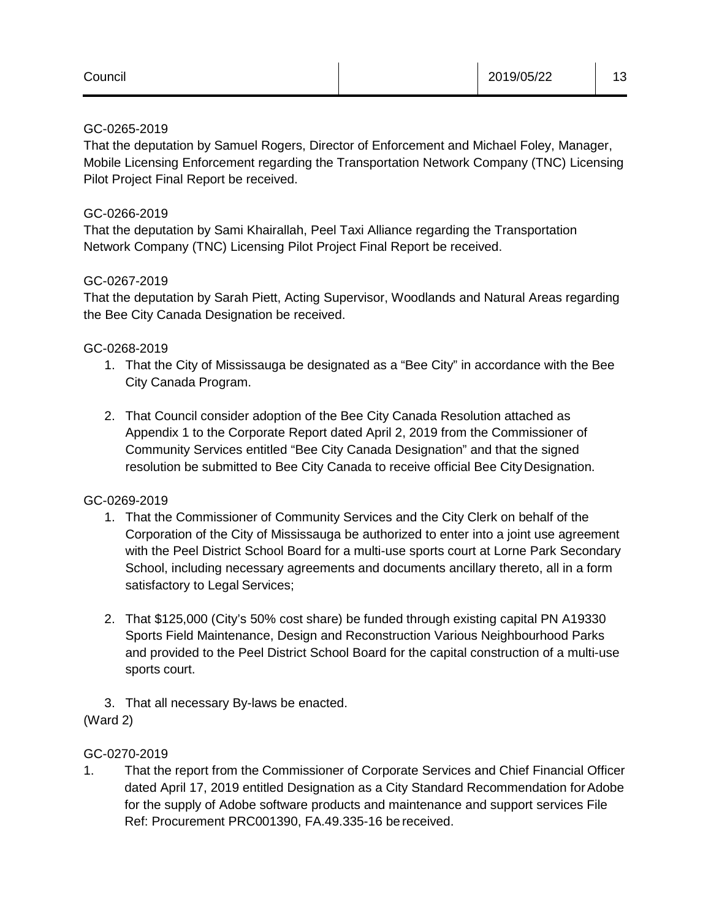GC-0265-2019
That the deputation by Samuel Rogers, Director of Enforcement and Michael Foley, Manager, Mobile Licensing Enforcement regarding the Transportation Network Company (TNC) Licensing Pilot Project Final Report be received.

GC-0266-2019
That the deputation by Sami Khairallah, Peel Taxi Alliance regarding the Transportation Network Company (TNC) Licensing Pilot Project Final Report be received.

GC-0267-2019
That the deputation by Sarah Piett, Acting Supervisor, Woodlands and Natural Areas regarding the Bee City Canada Designation be received.

GC-0268-2019

1. That the City of Mississauga be designated as a "Bee City" in accordance with the Bee City Canada Program.

2. That Council consider adoption of the Bee City Canada Resolution attached as Appendix 1 to the Corporate Report dated April 2, 2019 from the Commissioner of Community Services entitled "Bee City Canada Designation" and that the signed resolution be submitted to Bee City Canada to receive official Bee City Designation.

GC-0269-2019

1. That the Commissioner of Community Services and the City Clerk on behalf of the Corporation of the City of Mississauga be authorized to enter into a joint use agreement with the Peel District School Board for a multi-use sports court at Lorne Park Secondary School, including necessary agreements and documents ancillary thereto, all in a form satisfactory to Legal Services;

2. That $125,000 (City's 50% cost share) be funded through existing capital PN A19330 Sports Field Maintenance, Design and Reconstruction Various Neighbourhood Parks and provided to the Peel District School Board for the capital construction of a multi-use sports court.

3. That all necessary By-laws be enacted.

(Ward 2)

GC-0270-2019

1. That the report from the Commissioner of Corporate Services and Chief Financial Officer dated April 17, 2019 entitled Designation as a City Standard Recommendation for Adobe for the supply of Adobe software products and maintenance and support services File Ref: Procurement PRC001390, FA.49.335-16 be received.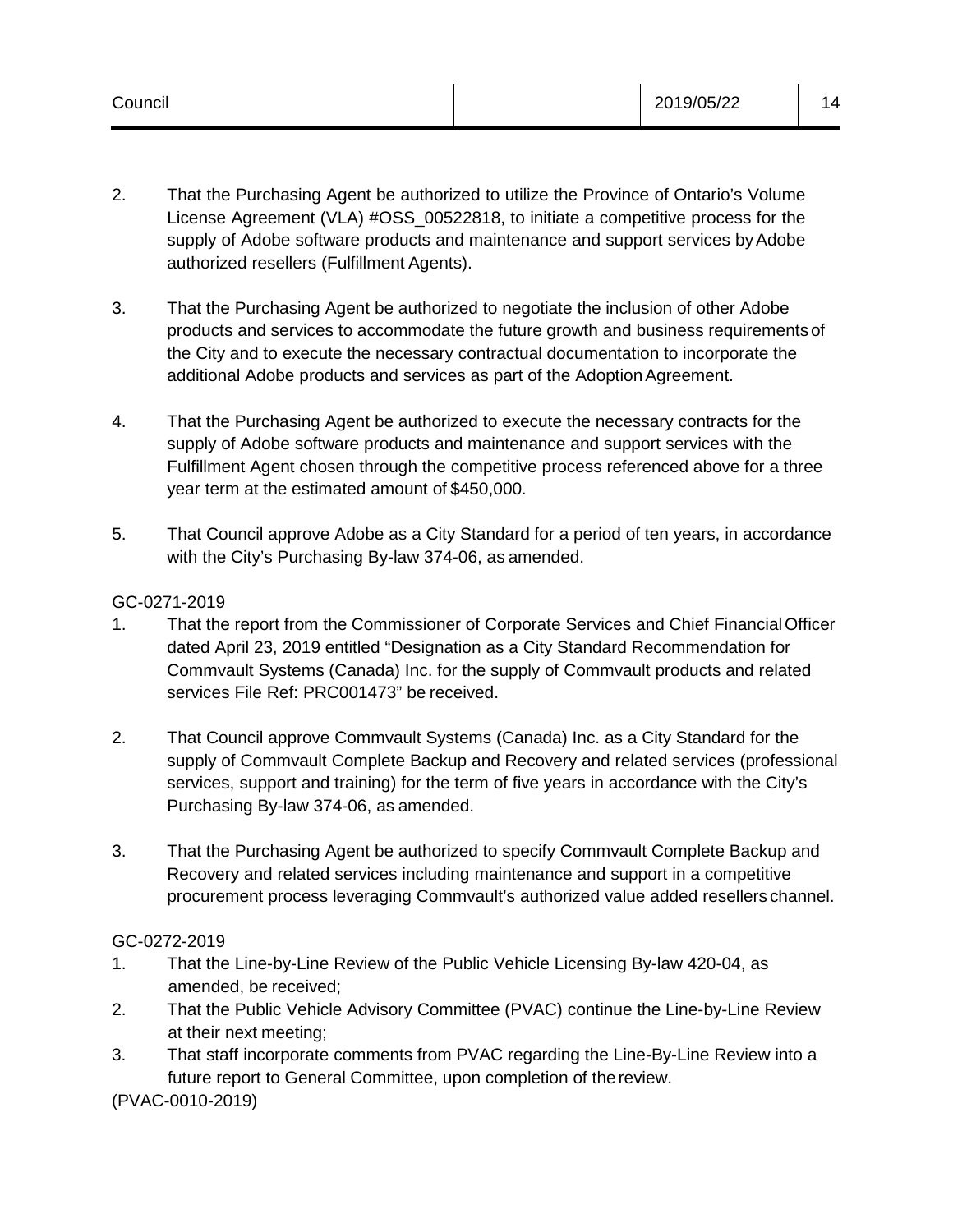2. That the Purchasing Agent be authorized to utilize the Province of Ontario's Volume License Agreement (VLA) #OSS_00522818, to initiate a competitive process for the supply of Adobe software products and maintenance and support services by Adobe authorized resellers (Fulfillment Agents).

3. That the Purchasing Agent be authorized to negotiate the inclusion of other Adobe products and services to accommodate the future growth and business requirements of the City and to execute the necessary contractual documentation to incorporate the additional Adobe products and services as part of the Adoption Agreement.

4. That the Purchasing Agent be authorized to execute the necessary contracts for the supply of Adobe software products and maintenance and support services with the Fulfillment Agent chosen through the competitive process referenced above for a three year term at the estimated amount of $450,000.

5. That Council approve Adobe as a City Standard for a period of ten years, in accordance with the City's Purchasing By-law 374-06, as amended.

GC-0271-2019

1. That the report from the Commissioner of Corporate Services and Chief Financial Officer dated April 23, 2019 entitled "Designation as a City Standard Recommendation for Commvault Systems (Canada) Inc. for the supply of Commvault products and related services File Ref: PRC001473" be received.

2. That Council approve Commvault Systems (Canada) Inc. as a City Standard for the supply of Commvault Complete Backup and Recovery and related services (professional services, support and training) for the term of five years in accordance with the City's Purchasing By-law 374-06, as amended.

3. That the Purchasing Agent be authorized to specify Commvault Complete Backup and Recovery and related services including maintenance and support in a competitive procurement process leveraging Commvault's authorized value added resellers channel.

GC-0272-2019

1. That the Line-by-Line Review of the Public Vehicle Licensing By-law 420-04, as amended, be received;
2. That the Public Vehicle Advisory Committee (PVAC) continue the Line-by-Line Review at their next meeting;
3. That staff incorporate comments from PVAC regarding the Line-By-Line Review into a future report to General Committee, upon completion of the review.

(PVAC-0010-2019)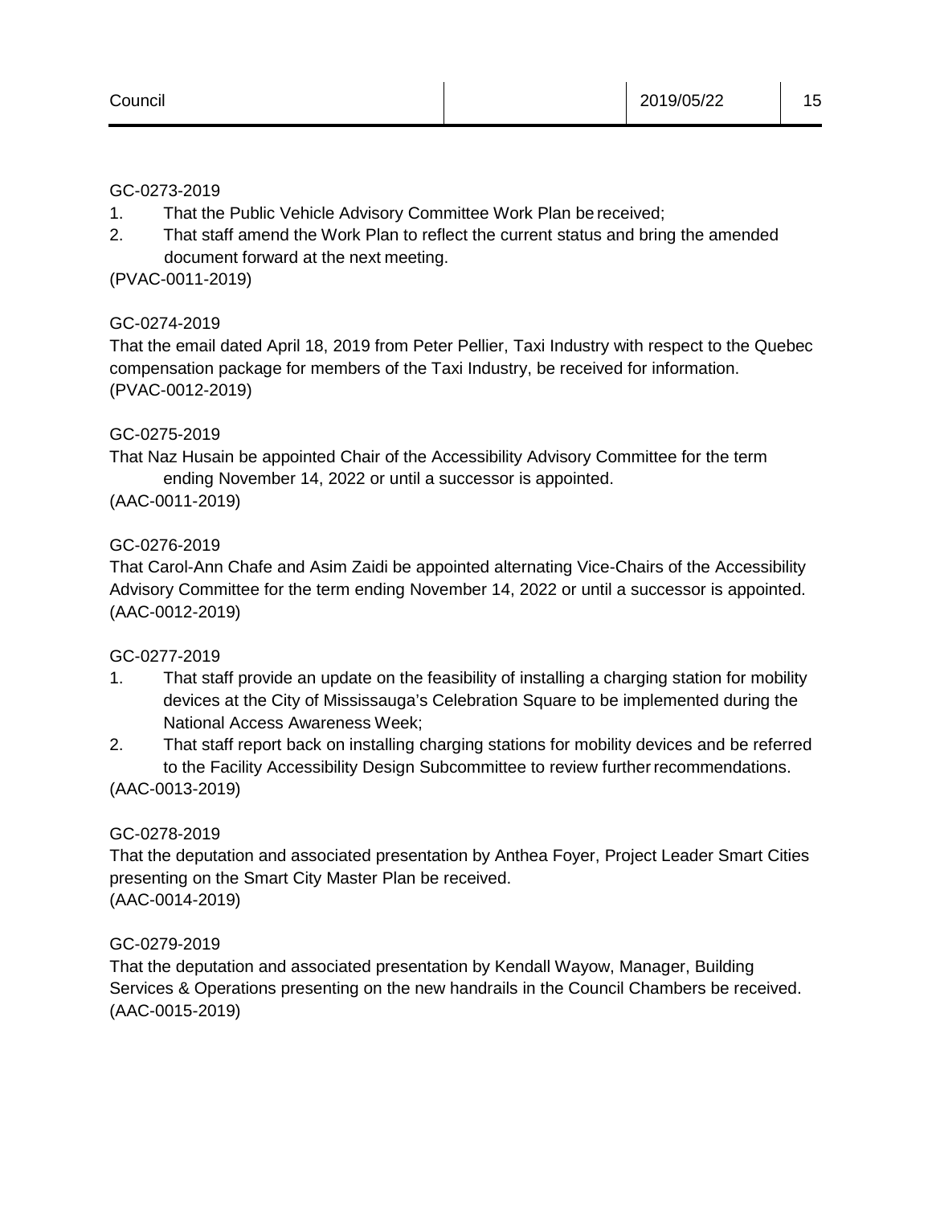GC-0273-2019
1. That the Public Vehicle Advisory Committee Work Plan be received;
2. That staff amend the Work Plan to reflect the current status and bring the amended document forward at the next meeting.

(PVAC-0011-2019)

GC-0274-2019
That the email dated April 18, 2019 from Peter Pellier, Taxi Industry with respect to the Quebec compensation package for members of the Taxi Industry, be received for information.
(PVAC-0012-2019)

GC-0275-2019
That Naz Husain be appointed Chair of the Accessibility Advisory Committee for the term ending November 14, 2022 or until a successor is appointed.
(AAC-0011-2019)

GC-0276-2019
That Carol-Ann Chafe and Asim Zaidi be appointed alternating Vice-Chairs of the Accessibility Advisory Committee for the term ending November 14, 2022 or until a successor is appointed.
(AAC-0012-2019)

GC-0277-2019
1. That staff provide an update on the feasibility of installing a charging station for mobility devices at the City of Mississauga's Celebration Square to be implemented during the National Access Awareness Week;
2. That staff report back on installing charging stations for mobility devices and be referred to the Facility Accessibility Design Subcommittee to review further recommendations.

(AAC-0013-2019)

GC-0278-2019
That the deputation and associated presentation by Anthea Foyer, Project Leader Smart Cities presenting on the Smart City Master Plan be received.
(AAC-0014-2019)

GC-0279-2019
That the deputation and associated presentation by Kendall Wayow, Manager, Building Services & Operations presenting on the new handrails in the Council Chambers be received.
(AAC-0015-2019)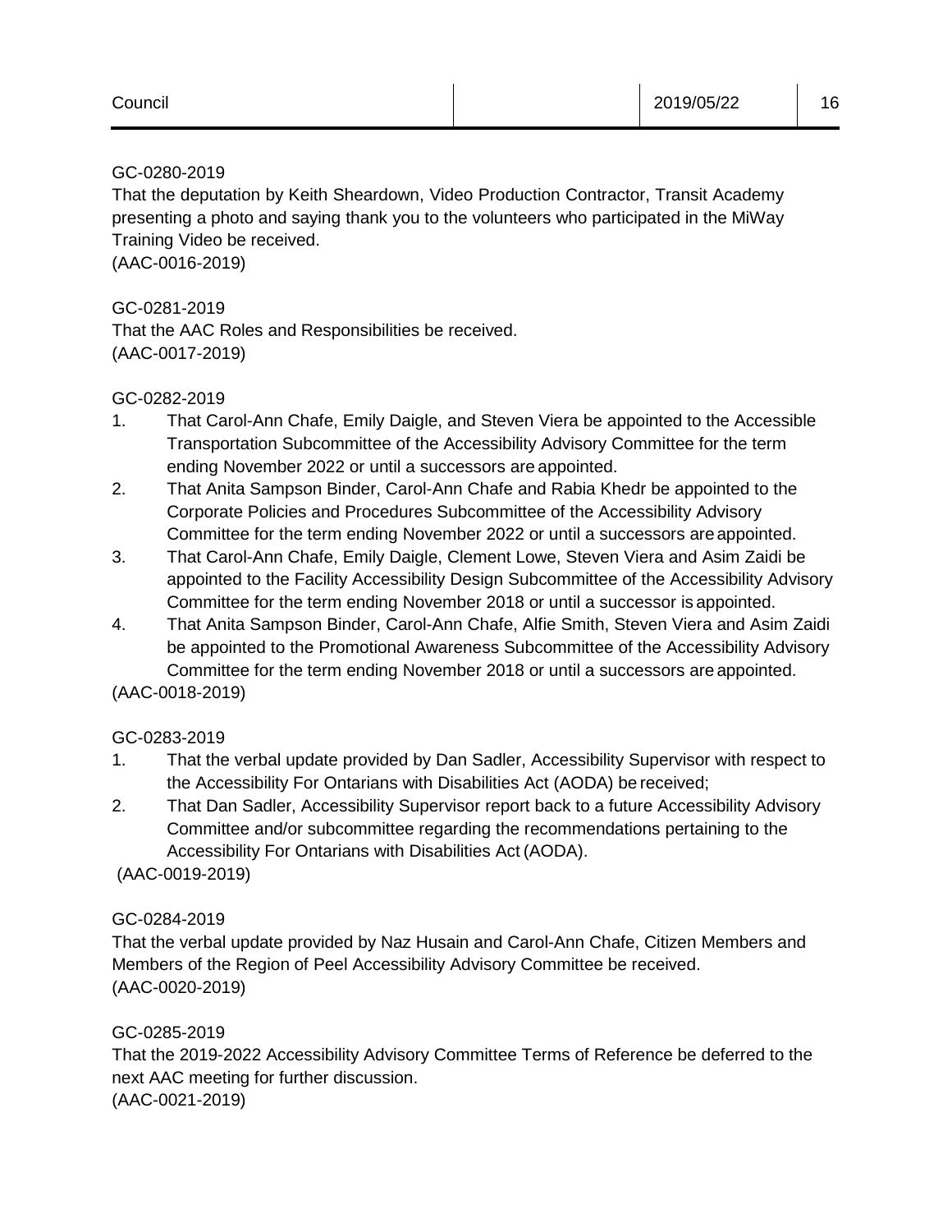GC-0280-2019
That the deputation by Keith Sheardown, Video Production Contractor, Transit Academy presenting a photo and saying thank you to the volunteers who participated in the MiWay Training Video be received.
(AAC-0016-2019)

GC-0281-2019
That the AAC Roles and Responsibilities be received.
(AAC-0017-2019)

GC-0282-2019

1. That Carol-Ann Chafe, Emily Daigle, and Steven Viera be appointed to the Accessible Transportation Subcommittee of the Accessibility Advisory Committee for the term ending November 2022 or until a successors are appointed.
2. That Anita Sampson Binder, Carol-Ann Chafe and Rabia Khedr be appointed to the Corporate Policies and Procedures Subcommittee of the Accessibility Advisory Committee for the term ending November 2022 or until a successors are appointed.
3. That Carol-Ann Chafe, Emily Daigle, Clement Lowe, Steven Viera and Asim Zaidi be appointed to the Facility Accessibility Design Subcommittee of the Accessibility Advisory Committee for the term ending November 2018 or until a successor is appointed.
4. That Anita Sampson Binder, Carol-Ann Chafe, Alfie Smith, Steven Viera and Asim Zaidi be appointed to the Promotional Awareness Subcommittee of the Accessibility Advisory Committee for the term ending November 2018 or until a successors are appointed.

(AAC-0018-2019)

GC-0283-2019

1. That the verbal update provided by Dan Sadler, Accessibility Supervisor with respect to the Accessibility For Ontarians with Disabilities Act (AODA) be received;
2. That Dan Sadler, Accessibility Supervisor report back to a future Accessibility Advisory Committee and/or subcommittee regarding the recommendations pertaining to the Accessibility For Ontarians with Disabilities Act (AODA).

(AAC-0019-2019)

GC-0284-2019
That the verbal update provided by Naz Husain and Carol-Ann Chafe, Citizen Members and Members of the Region of Peel Accessibility Advisory Committee be received.
(AAC-0020-2019)

GC-0285-2019
That the 2019-2022 Accessibility Advisory Committee Terms of Reference be deferred to the next AAC meeting for further discussion.
(AAC-0021-2019)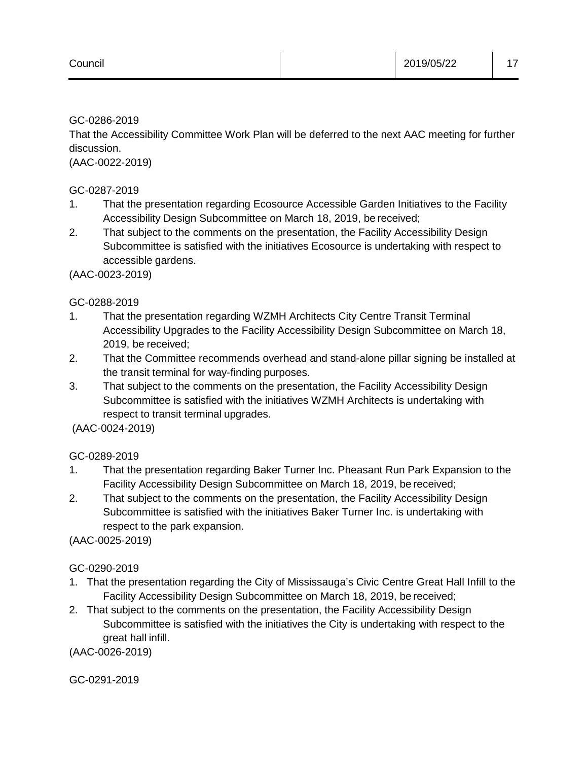GC-0286-2019

That the Accessibility Committee Work Plan will be deferred to the next AAC meeting for further discussion.

(AAC-0022-2019)

GC-0287-2019

1. That the presentation regarding Ecosource Accessible Garden Initiatives to the Facility Accessibility Design Subcommittee on March 18, 2019, be received;
2. That subject to the comments on the presentation, the Facility Accessibility Design Subcommittee is satisfied with the initiatives Ecosource is undertaking with respect to accessible gardens.

(AAC-0023-2019)

GC-0288-2019

1. That the presentation regarding WZMH Architects City Centre Transit Terminal Accessibility Upgrades to the Facility Accessibility Design Subcommittee on March 18, 2019, be received;
2. That the Committee recommends overhead and stand-alone pillar signing be installed at the transit terminal for way-finding purposes.
3. That subject to the comments on the presentation, the Facility Accessibility Design Subcommittee is satisfied with the initiatives WZMH Architects is undertaking with respect to transit terminal upgrades.

(AAC-0024-2019)

GC-0289-2019

1. That the presentation regarding Baker Turner Inc. Pheasant Run Park Expansion to the Facility Accessibility Design Subcommittee on March 18, 2019, be received;
2. That subject to the comments on the presentation, the Facility Accessibility Design Subcommittee is satisfied with the initiatives Baker Turner Inc. is undertaking with respect to the park expansion.

(AAC-0025-2019)

GC-0290-2019

1. That the presentation regarding the City of Mississauga's Civic Centre Great Hall Infill to the Facility Accessibility Design Subcommittee on March 18, 2019, be received;
2. That subject to the comments on the presentation, the Facility Accessibility Design Subcommittee is satisfied with the initiatives the City is undertaking with respect to the great hall infill.

(AAC-0026-2019)

GC-0291-2019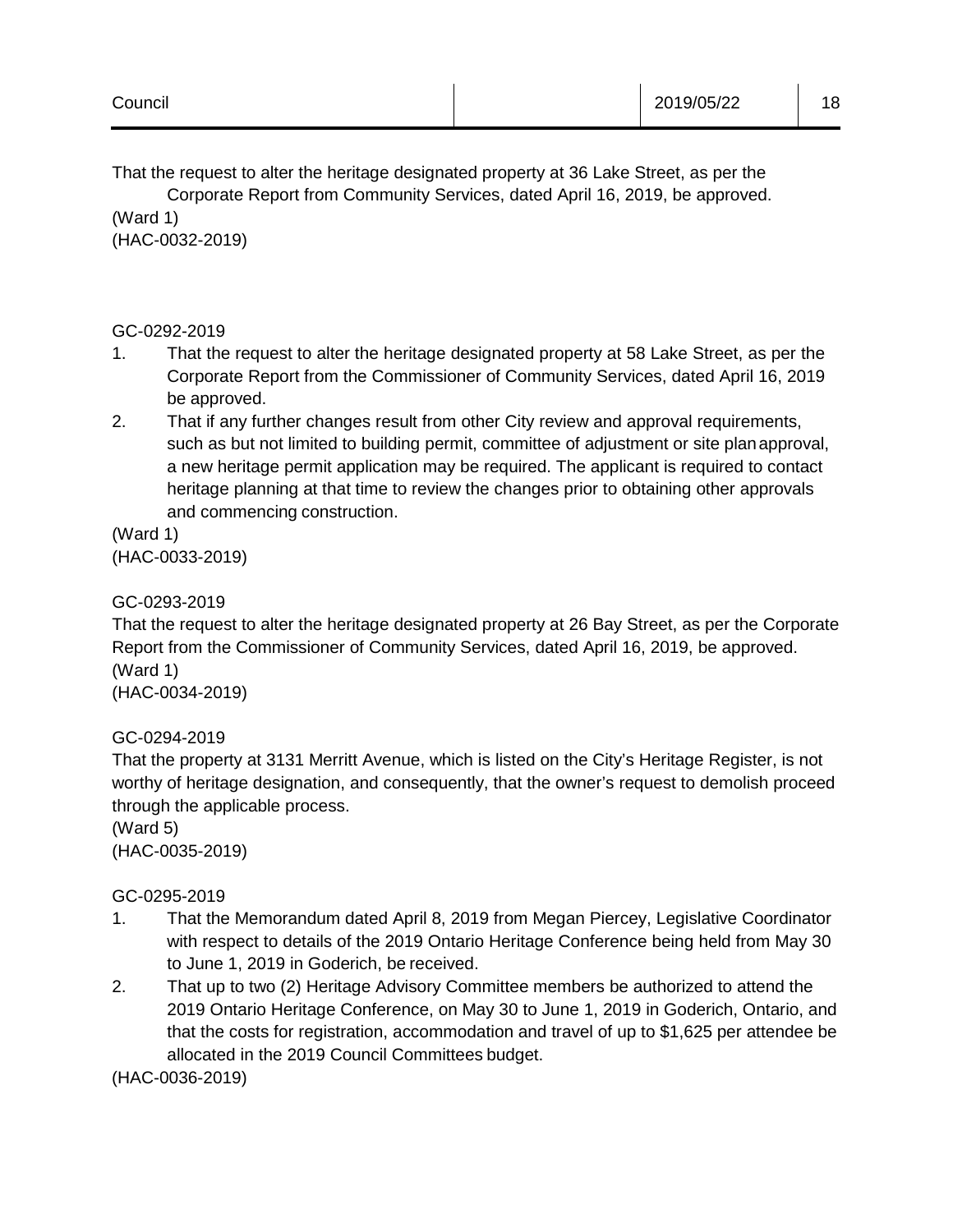That the request to alter the heritage designated property at 36 Lake Street, as per the Corporate Report from Community Services, dated April 16, 2019, be approved.
(Ward 1)
(HAC-0032-2019)

GC-0292-2019

1. That the request to alter the heritage designated property at 58 Lake Street, as per the Corporate Report from the Commissioner of Community Services, dated April 16, 2019 be approved.
2. That if any further changes result from other City review and approval requirements, such as but not limited to building permit, committee of adjustment or site plan approval, a new heritage permit application may be required. The applicant is required to contact heritage planning at that time to review the changes prior to obtaining other approvals and commencing construction.

(Ward 1)
(HAC-0033-2019)

GC-0293-2019
That the request to alter the heritage designated property at 26 Bay Street, as per the Corporate Report from the Commissioner of Community Services, dated April 16, 2019, be approved.
(Ward 1)
(HAC-0034-2019)

GC-0294-2019
That the property at 3131 Merritt Avenue, which is listed on the City's Heritage Register, is not worthy of heritage designation, and consequently, that the owner's request to demolish proceed through the applicable process.
(Ward 5)
(HAC-0035-2019)

GC-0295-2019

1. That the Memorandum dated April 8, 2019 from Megan Piercey, Legislative Coordinator with respect to details of the 2019 Ontario Heritage Conference being held from May 30 to June 1, 2019 in Goderich, be received.
2. That up to two (2) Heritage Advisory Committee members be authorized to attend the 2019 Ontario Heritage Conference, on May 30 to June 1, 2019 in Goderich, Ontario, and that the costs for registration, accommodation and travel of up to $1,625 per attendee be allocated in the 2019 Council Committees budget.

(HAC-0036-2019)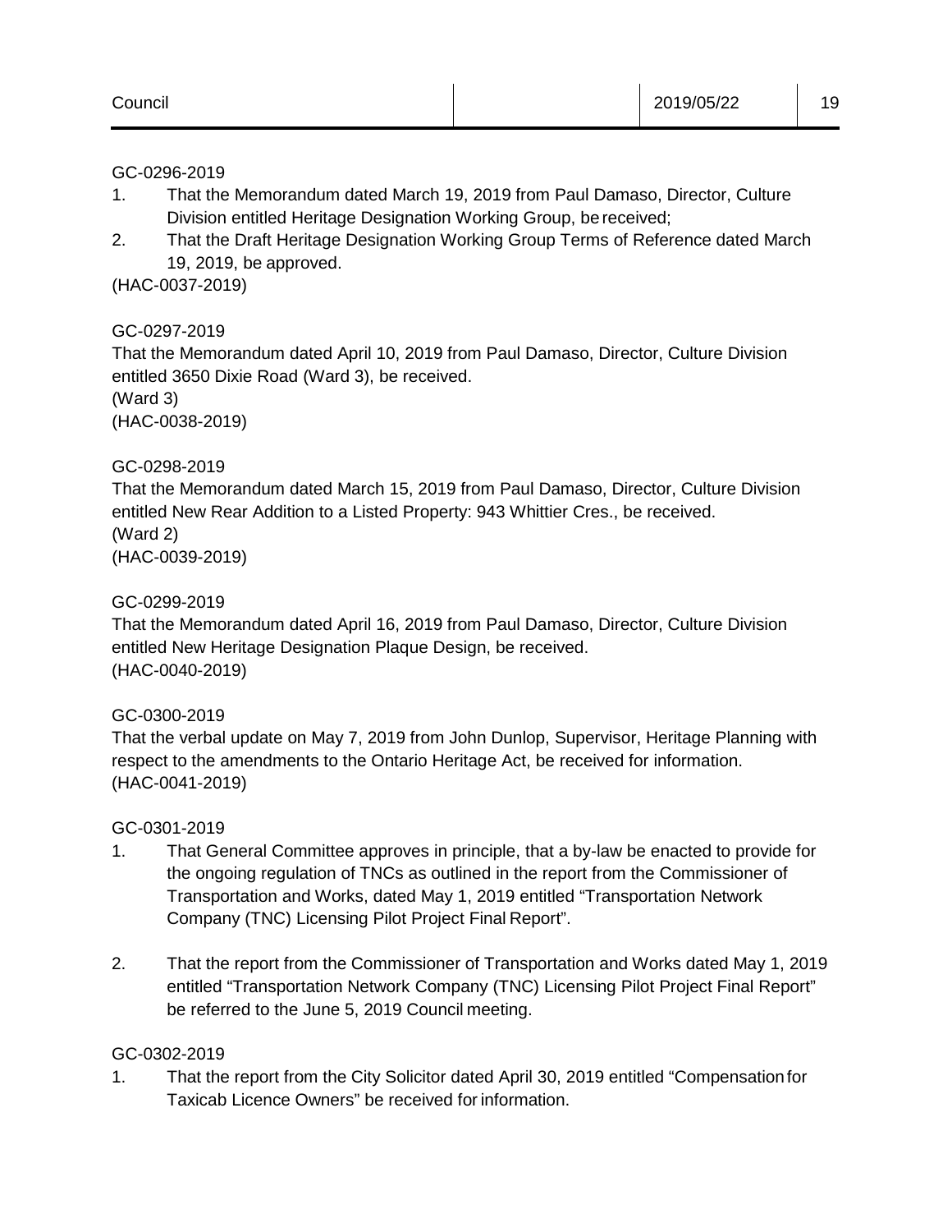GC-0296-2019

1. That the Memorandum dated March 19, 2019 from Paul Damaso, Director, Culture Division entitled Heritage Designation Working Group, be received;
2. That the Draft Heritage Designation Working Group Terms of Reference dated March 19, 2019, be approved.

(HAC-0037-2019)

GC-0297-2019

That the Memorandum dated April 10, 2019 from Paul Damaso, Director, Culture Division entitled 3650 Dixie Road (Ward 3), be received.
(Ward 3)
(HAC-0038-2019)

GC-0298-2019

That the Memorandum dated March 15, 2019 from Paul Damaso, Director, Culture Division entitled New Rear Addition to a Listed Property: 943 Whittier Cres., be received.
(Ward 2)
(HAC-0039-2019)

GC-0299-2019

That the Memorandum dated April 16, 2019 from Paul Damaso, Director, Culture Division entitled New Heritage Designation Plaque Design, be received.
(HAC-0040-2019)

GC-0300-2019

That the verbal update on May 7, 2019 from John Dunlop, Supervisor, Heritage Planning with respect to the amendments to the Ontario Heritage Act, be received for information.
(HAC-0041-2019)

GC-0301-2019

1. That General Committee approves in principle, that a by-law be enacted to provide for the ongoing regulation of TNCs as outlined in the report from the Commissioner of Transportation and Works, dated May 1, 2019 entitled "Transportation Network Company (TNC) Licensing Pilot Project Final Report".

2. That the report from the Commissioner of Transportation and Works dated May 1, 2019 entitled "Transportation Network Company (TNC) Licensing Pilot Project Final Report" be referred to the June 5, 2019 Council meeting.

GC-0302-2019

1. That the report from the City Solicitor dated April 30, 2019 entitled "Compensation for Taxicab Licence Owners" be received for information.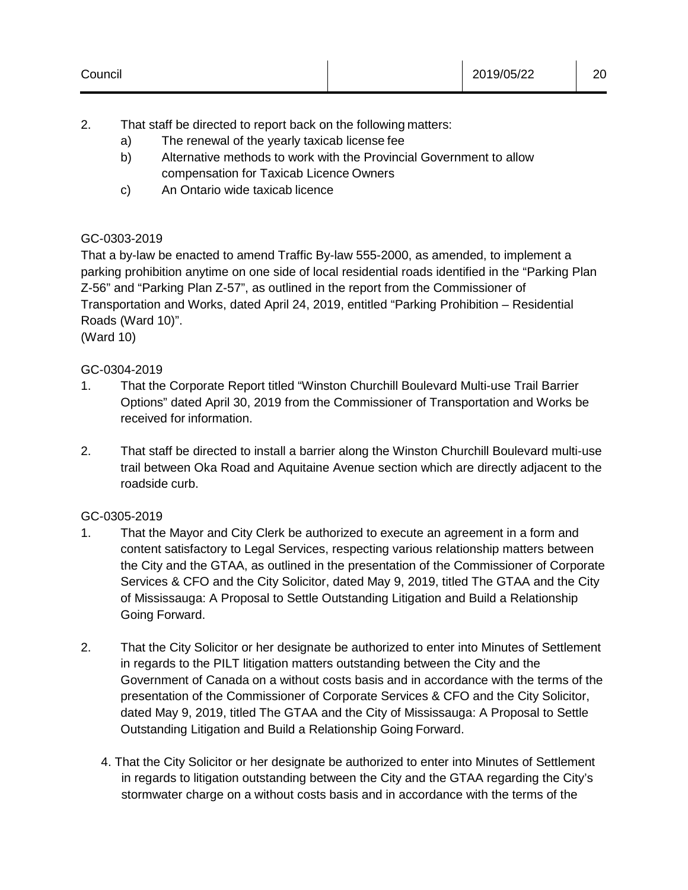2. That staff be directed to report back on the following matters:
   a) The renewal of the yearly taxicab license fee
   b) Alternative methods to work with the Provincial Government to allow compensation for Taxicab Licence Owners
   c) An Ontario wide taxicab licence

GC-0303-2019

That a by-law be enacted to amend Traffic By-law 555-2000, as amended, to implement a parking prohibition anytime on one side of local residential roads identified in the "Parking Plan Z-56" and "Parking Plan Z-57", as outlined in the report from the Commissioner of Transportation and Works, dated April 24, 2019, entitled "Parking Prohibition – Residential Roads (Ward 10)".
(Ward 10)

GC-0304-2019

1. That the Corporate Report titled "Winston Churchill Boulevard Multi-use Trail Barrier Options" dated April 30, 2019 from the Commissioner of Transportation and Works be received for information.

2. That staff be directed to install a barrier along the Winston Churchill Boulevard multi-use trail between Oka Road and Aquitaine Avenue section which are directly adjacent to the roadside curb.

GC-0305-2019

1. That the Mayor and City Clerk be authorized to execute an agreement in a form and content satisfactory to Legal Services, respecting various relationship matters between the City and the GTAA, as outlined in the presentation of the Commissioner of Corporate Services & CFO and the City Solicitor, dated May 9, 2019, titled The GTAA and the City of Mississauga: A Proposal to Settle Outstanding Litigation and Build a Relationship Going Forward.

2. That the City Solicitor or her designate be authorized to enter into Minutes of Settlement in regards to the PILT litigation matters outstanding between the City and the Government of Canada on a without costs basis and in accordance with the terms of the presentation of the Commissioner of Corporate Services & CFO and the City Solicitor, dated May 9, 2019, titled The GTAA and the City of Mississauga: A Proposal to Settle Outstanding Litigation and Build a Relationship Going Forward.

4. That the City Solicitor or her designate be authorized to enter into Minutes of Settlement in regards to litigation outstanding between the City and the GTAA regarding the City's stormwater charge on a without costs basis and in accordance with the terms of the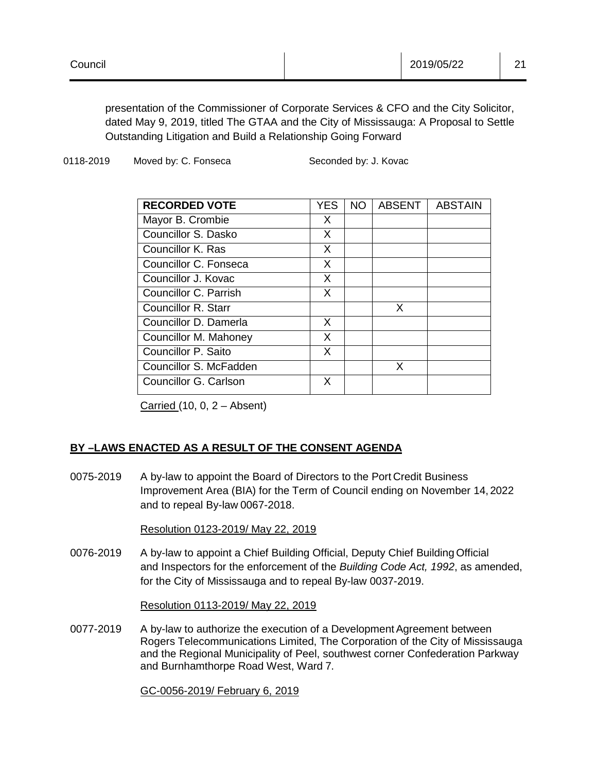presentation of the Commissioner of Corporate Services & CFO and the City Solicitor, dated May 9, 2019, titled The GTAA and the City of Mississauga: A Proposal to Settle Outstanding Litigation and Build a Relationship Going Forward

0118-2019 Moved by: C. Fonseca Seconded by: J. Kovac

| RECORDED VOTE | YES | NO | ABSENT | ABSTAIN |
|---|---|---|---|---|
| Mayor B. Crombie | X | | | |
| Councillor S. Dasko | X | | | |
| Councillor K. Ras | X | | | |
| Councillor C. Fonseca | X | | | |
| Councillor J. Kovac | X | | | |
| Councillor C. Parrish | X | | | |
| Councillor R. Starr | | | X | |
| Councillor D. Damerla | X | | | |
| Councillor M. Mahoney | X | | | |
| Councillor P. Saito | X | | | |
| Councillor S. McFadden | | | X | |
| Councillor G. Carlson | X | | | |

Carried (10, 0, 2 – Absent)

## BY –LAWS ENACTED AS A RESULT OF THE CONSENT AGENDA

0075-2019 A by-law to appoint the Board of Directors to the Port Credit Business Improvement Area (BIA) for the Term of Council ending on November 14, 2022 and to repeal By-law 0067-2018.

Resolution 0123-2019/ May 22, 2019

0076-2019 A by-law to appoint a Chief Building Official, Deputy Chief Building Official and Inspectors for the enforcement of the *Building Code Act, 1992*, as amended, for the City of Mississauga and to repeal By-law 0037-2019.

Resolution 0113-2019/ May 22, 2019

0077-2019 A by-law to authorize the execution of a Development Agreement between Rogers Telecommunications Limited, The Corporation of the City of Mississauga and the Regional Municipality of Peel, southwest corner Confederation Parkway and Burnhamthorpe Road West, Ward 7.

GC-0056-2019/ February 6, 2019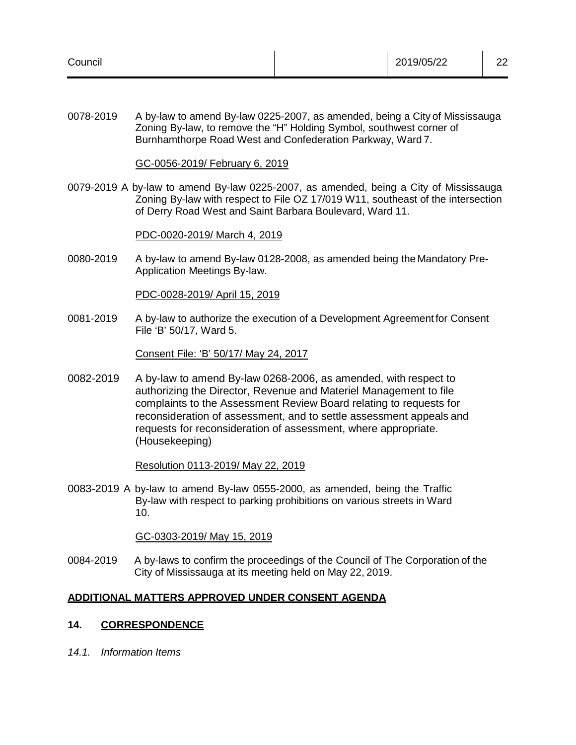0078-2019 A by-law to amend By-law 0225-2007, as amended, being a City of Mississauga Zoning By-law, to remove the "H" Holding Symbol, southwest corner of Burnhamthorpe Road West and Confederation Parkway, Ward 7.

GC-0056-2019/ February 6, 2019

0079-2019 A by-law to amend By-law 0225-2007, as amended, being a City of Mississauga Zoning By-law with respect to File OZ 17/019 W11, southeast of the intersection of Derry Road West and Saint Barbara Boulevard, Ward 11.

PDC-0020-2019/ March 4, 2019

0080-2019 A by-law to amend By-law 0128-2008, as amended being the Mandatory Pre-Application Meetings By-law.

PDC-0028-2019/ April 15, 2019

0081-2019 A by-law to authorize the execution of a Development Agreement for Consent File 'B' 50/17, Ward 5.

Consent File: 'B' 50/17/ May 24, 2017

0082-2019 A by-law to amend By-law 0268-2006, as amended, with respect to authorizing the Director, Revenue and Materiel Management to file complaints to the Assessment Review Board relating to requests for reconsideration of assessment, and to settle assessment appeals and requests for reconsideration of assessment, where appropriate. (Housekeeping)

Resolution 0113-2019/ May 22, 2019

0083-2019 A by-law to amend By-law 0555-2000, as amended, being the Traffic By-law with respect to parking prohibitions on various streets in Ward 10.

GC-0303-2019/ May 15, 2019

0084-2019 A by-laws to confirm the proceedings of the Council of The Corporation of the City of Mississauga at its meeting held on May 22, 2019.

## ADDITIONAL MATTERS APPROVED UNDER CONSENT AGENDA

## 14. CORRESPONDENCE

*14.1. Information Items*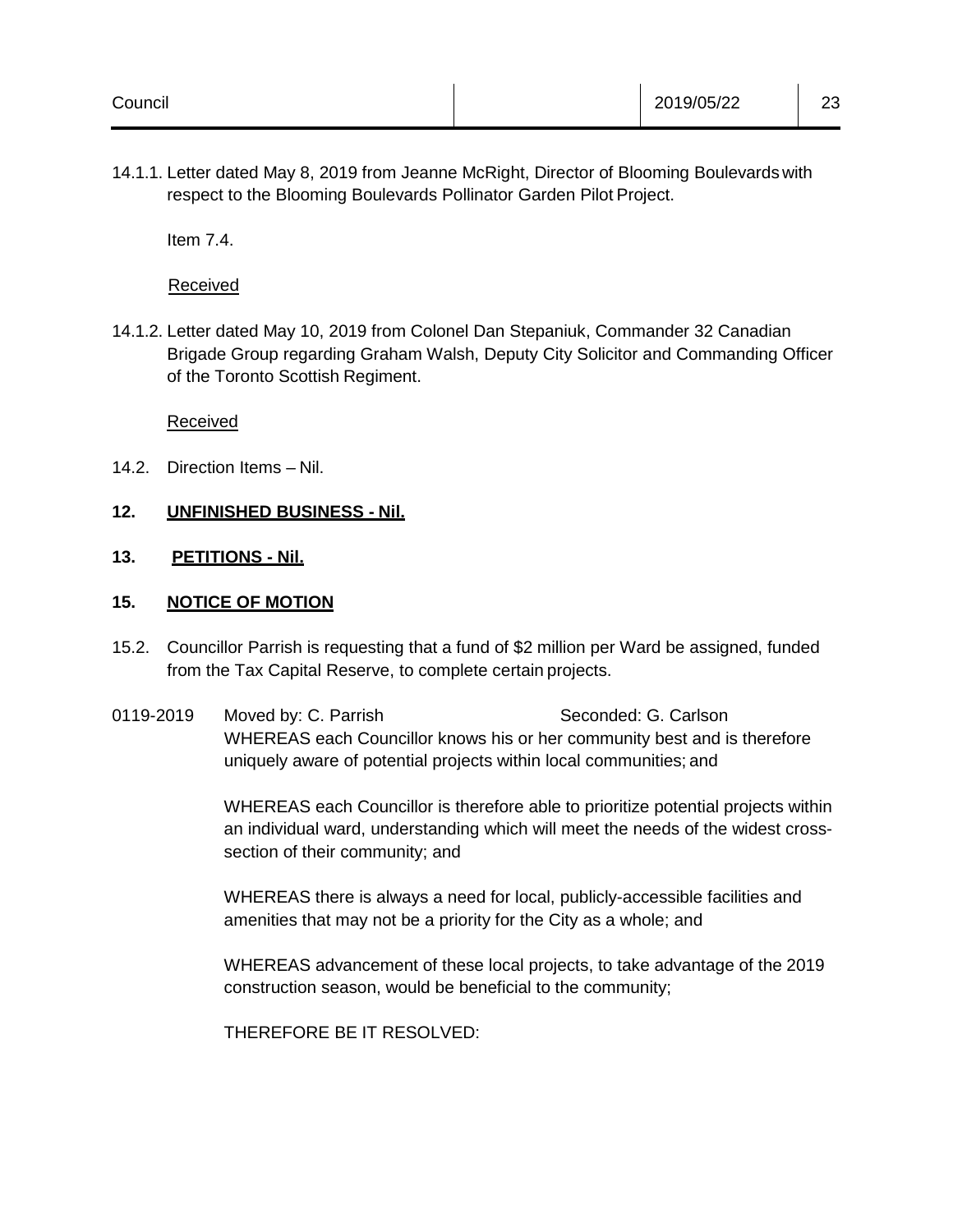14.1.1. Letter dated May 8, 2019 from Jeanne McRight, Director of Blooming Boulevards with respect to the Blooming Boulevards Pollinator Garden Pilot Project.

Item 7.4.

Received

14.1.2. Letter dated May 10, 2019 from Colonel Dan Stepaniuk, Commander 32 Canadian Brigade Group regarding Graham Walsh, Deputy City Solicitor and Commanding Officer of the Toronto Scottish Regiment.

Received

14.2. Direction Items – Nil.

**12. UNFINISHED BUSINESS - Nil.**

**13. PETITIONS - Nil.**

**15. NOTICE OF MOTION**

15.2. Councillor Parrish is requesting that a fund of $2 million per Ward be assigned, funded from the Tax Capital Reserve, to complete certain projects.

0119-2019 Moved by: C. Parrish Seconded: G. Carlson

WHEREAS each Councillor knows his or her community best and is therefore uniquely aware of potential projects within local communities; and

WHEREAS each Councillor is therefore able to prioritize potential projects within an individual ward, understanding which will meet the needs of the widest cross-section of their community; and

WHEREAS there is always a need for local, publicly-accessible facilities and amenities that may not be a priority for the City as a whole; and

WHEREAS advancement of these local projects, to take advantage of the 2019 construction season, would be beneficial to the community;

THEREFORE BE IT RESOLVED: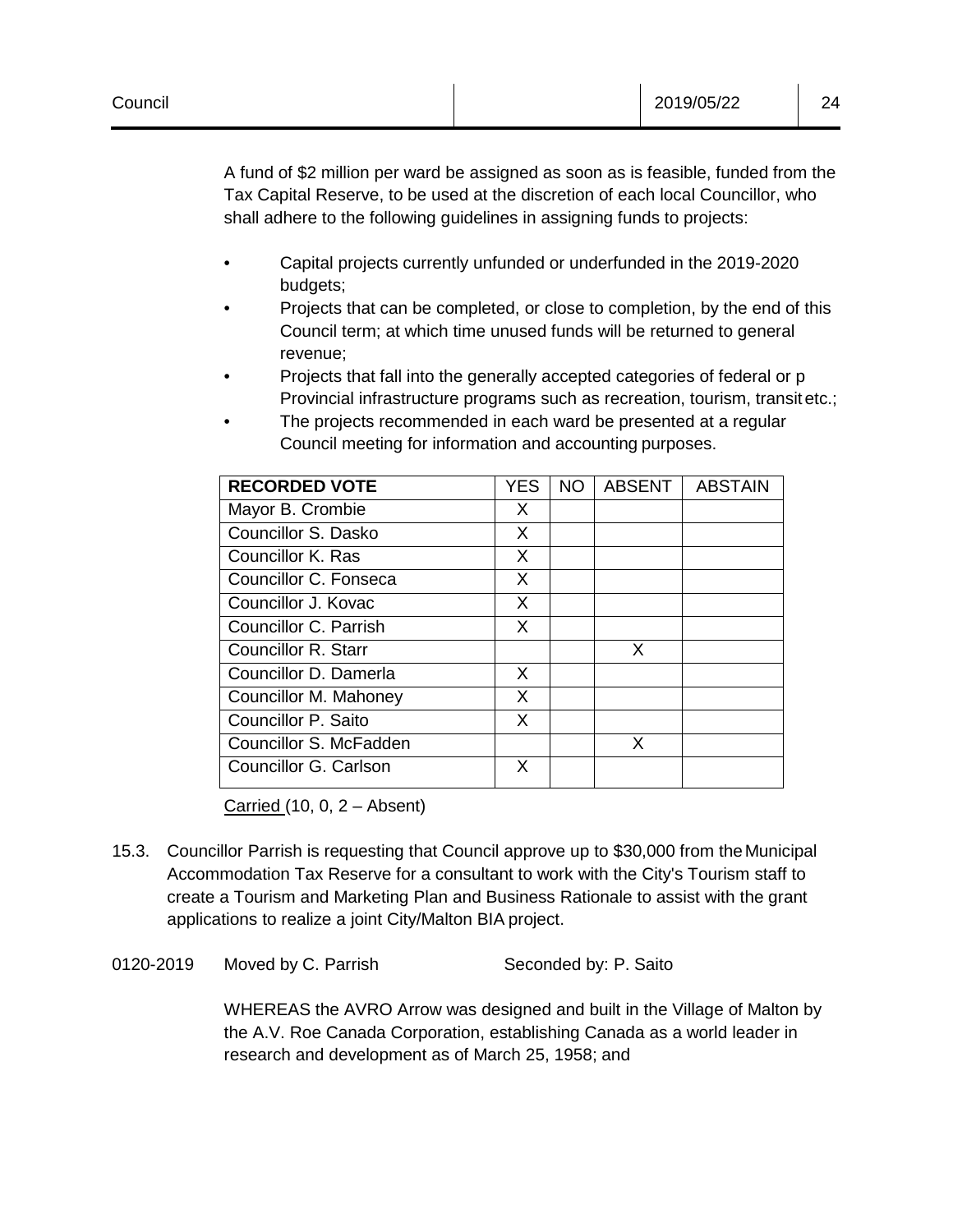A fund of $2 million per ward be assigned as soon as is feasible, funded from the Tax Capital Reserve, to be used at the discretion of each local Councillor, who shall adhere to the following guidelines in assigning funds to projects:

- Capital projects currently unfunded or underfunded in the 2019-2020 budgets;
- Projects that can be completed, or close to completion, by the end of this Council term; at which time unused funds will be returned to general revenue;
- Projects that fall into the generally accepted categories of federal or p Provincial infrastructure programs such as recreation, tourism, transit etc.;
- The projects recommended in each ward be presented at a regular Council meeting for information and accounting purposes.

| RECORDED VOTE | YES | NO | ABSENT | ABSTAIN |
| --- | --- | --- | --- | --- |
| Mayor B. Crombie | X | | | |
| Councillor S. Dasko | X | | | |
| Councillor K. Ras | X | | | |
| Councillor C. Fonseca | X | | | |
| Councillor J. Kovac | X | | | |
| Councillor C. Parrish | X | | | |
| Councillor R. Starr | | | X | |
| Councillor D. Damerla | X | | | |
| Councillor M. Mahoney | X | | | |
| Councillor P. Saito | X | | | |
| Councillor S. McFadden | | | X | |
| Councillor G. Carlson | X | | | |

Carried (10, 0, 2 – Absent)

15.3. Councillor Parrish is requesting that Council approve up to $30,000 from the Municipal Accommodation Tax Reserve for a consultant to work with the City's Tourism staff to create a Tourism and Marketing Plan and Business Rationale to assist with the grant applications to realize a joint City/Malton BIA project.

0120-2019 Moved by C. Parrish Seconded by: P. Saito

WHEREAS the AVRO Arrow was designed and built in the Village of Malton by the A.V. Roe Canada Corporation, establishing Canada as a world leader in research and development as of March 25, 1958; and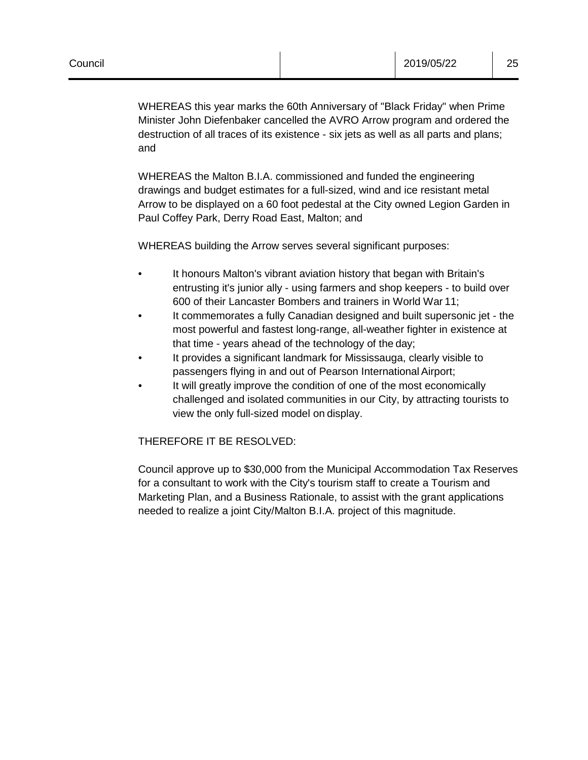WHEREAS this year marks the 60th Anniversary of "Black Friday" when Prime Minister John Diefenbaker cancelled the AVRO Arrow program and ordered the destruction of all traces of its existence - six jets as well as all parts and plans; and

WHEREAS the Malton B.I.A. commissioned and funded the engineering drawings and budget estimates for a full-sized, wind and ice resistant metal Arrow to be displayed on a 60 foot pedestal at the City owned Legion Garden in Paul Coffey Park, Derry Road East, Malton; and

WHEREAS building the Arrow serves several significant purposes:

- It honours Malton's vibrant aviation history that began with Britain's entrusting it's junior ally - using farmers and shop keepers - to build over 600 of their Lancaster Bombers and trainers in World War 11;
- It commemorates a fully Canadian designed and built supersonic jet - the most powerful and fastest long-range, all-weather fighter in existence at that time - years ahead of the technology of the day;
- It provides a significant landmark for Mississauga, clearly visible to passengers flying in and out of Pearson International Airport;
- It will greatly improve the condition of one of the most economically challenged and isolated communities in our City, by attracting tourists to view the only full-sized model on display.

THEREFORE IT BE RESOLVED:

Council approve up to $30,000 from the Municipal Accommodation Tax Reserves for a consultant to work with the City's tourism staff to create a Tourism and Marketing Plan, and a Business Rationale, to assist with the grant applications needed to realize a joint City/Malton B.I.A. project of this magnitude.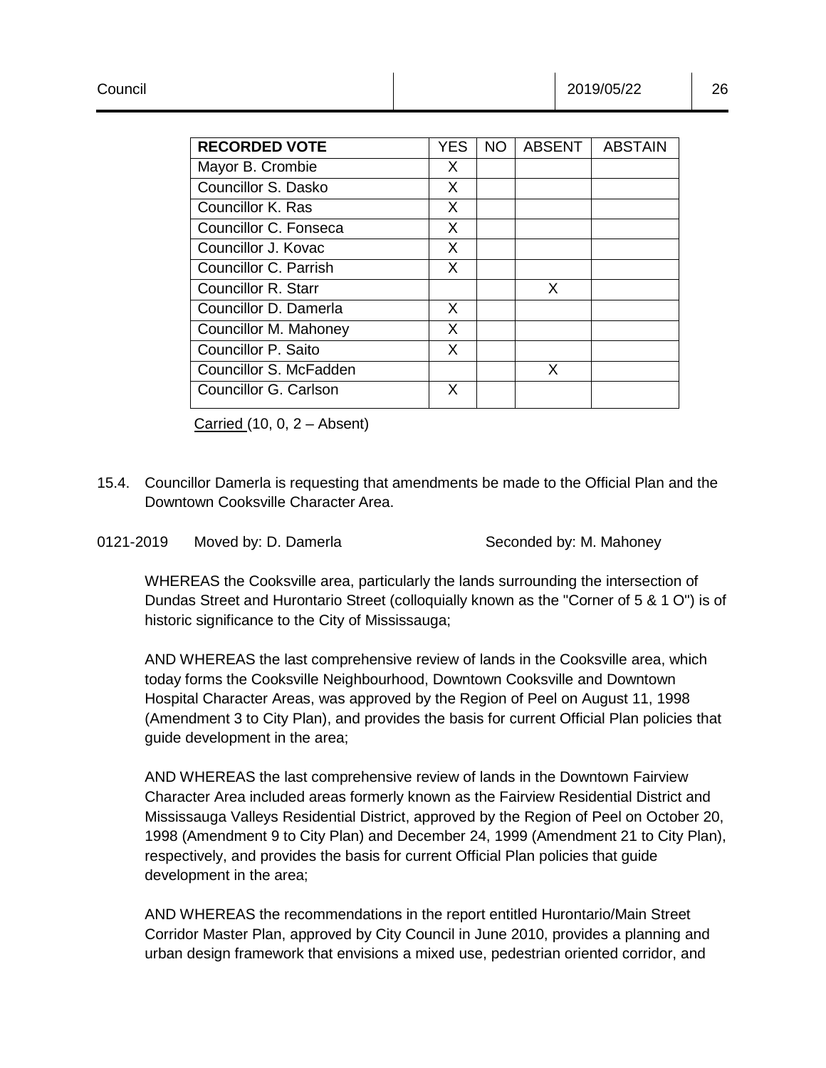| RECORDED VOTE | YES | NO | ABSENT | ABSTAIN |
|---|---|---|---|---|
| Mayor B. Crombie | X | | | |
| Councillor S. Dasko | X | | | |
| Councillor K. Ras | X | | | |
| Councillor C. Fonseca | X | | | |
| Councillor J. Kovac | X | | | |
| Councillor C. Parrish | X | | | |
| Councillor R. Starr | | | X | |
| Councillor D. Damerla | X | | | |
| Councillor M. Mahoney | X | | | |
| Councillor P. Saito | X | | | |
| Councillor S. McFadden | | | X | |
| Councillor G. Carlson | X | | | |

Carried (10, 0, 2 – Absent)

15.4. Councillor Damerla is requesting that amendments be made to the Official Plan and the Downtown Cooksville Character Area.

0121-2019 Moved by: D. Damerla Seconded by: M. Mahoney

WHEREAS the Cooksville area, particularly the lands surrounding the intersection of Dundas Street and Hurontario Street (colloquially known as the "Corner of 5 & 1 O") is of historic significance to the City of Mississauga;

AND WHEREAS the last comprehensive review of lands in the Cooksville area, which today forms the Cooksville Neighbourhood, Downtown Cooksville and Downtown Hospital Character Areas, was approved by the Region of Peel on August 11, 1998 (Amendment 3 to City Plan), and provides the basis for current Official Plan policies that guide development in the area;

AND WHEREAS the last comprehensive review of lands in the Downtown Fairview Character Area included areas formerly known as the Fairview Residential District and Mississauga Valleys Residential District, approved by the Region of Peel on October 20, 1998 (Amendment 9 to City Plan) and December 24, 1999 (Amendment 21 to City Plan), respectively, and provides the basis for current Official Plan policies that guide development in the area;

AND WHEREAS the recommendations in the report entitled Hurontario/Main Street Corridor Master Plan, approved by City Council in June 2010, provides a planning and urban design framework that envisions a mixed use, pedestrian oriented corridor, and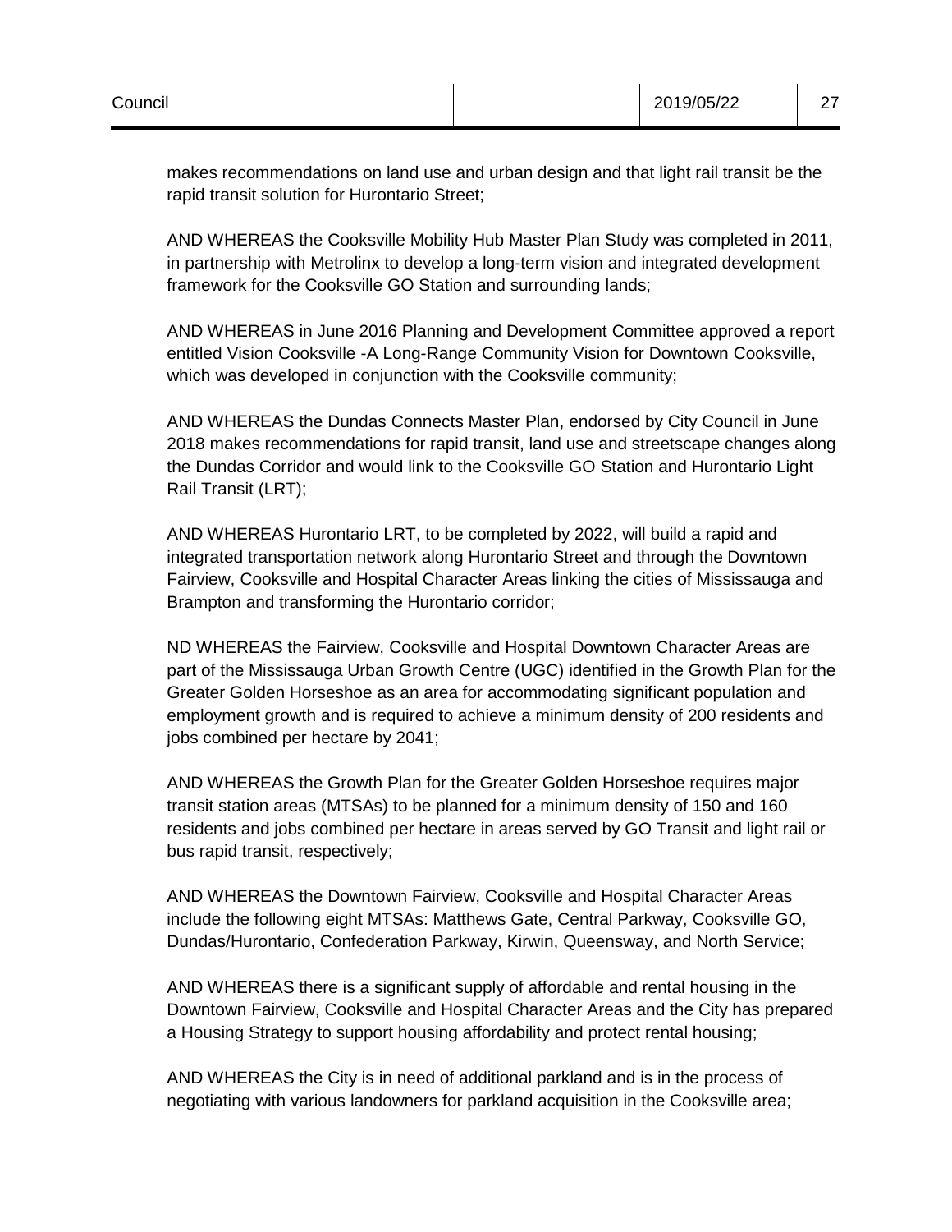makes recommendations on land use and urban design and that light rail transit be the rapid transit solution for Hurontario Street;

AND WHEREAS the Cooksville Mobility Hub Master Plan Study was completed in 2011, in partnership with Metrolinx to develop a long-term vision and integrated development framework for the Cooksville GO Station and surrounding lands;

AND WHEREAS in June 2016 Planning and Development Committee approved a report entitled Vision Cooksville -A Long-Range Community Vision for Downtown Cooksville, which was developed in conjunction with the Cooksville community;

AND WHEREAS the Dundas Connects Master Plan, endorsed by City Council in June 2018 makes recommendations for rapid transit, land use and streetscape changes along the Dundas Corridor and would link to the Cooksville GO Station and Hurontario Light Rail Transit (LRT);

AND WHEREAS Hurontario LRT, to be completed by 2022, will build a rapid and integrated transportation network along Hurontario Street and through the Downtown Fairview, Cooksville and Hospital Character Areas linking the cities of Mississauga and Brampton and transforming the Hurontario corridor;

ND WHEREAS the Fairview, Cooksville and Hospital Downtown Character Areas are part of the Mississauga Urban Growth Centre (UGC) identified in the Growth Plan for the Greater Golden Horseshoe as an area for accommodating significant population and employment growth and is required to achieve a minimum density of 200 residents and jobs combined per hectare by 2041;

AND WHEREAS the Growth Plan for the Greater Golden Horseshoe requires major transit station areas (MTSAs) to be planned for a minimum density of 150 and 160 residents and jobs combined per hectare in areas served by GO Transit and light rail or bus rapid transit, respectively;

AND WHEREAS the Downtown Fairview, Cooksville and Hospital Character Areas include the following eight MTSAs: Matthews Gate, Central Parkway, Cooksville GO, Dundas/Hurontario, Confederation Parkway, Kirwin, Queensway, and North Service;

AND WHEREAS there is a significant supply of affordable and rental housing in the Downtown Fairview, Cooksville and Hospital Character Areas and the City has prepared a Housing Strategy to support housing affordability and protect rental housing;

AND WHEREAS the City is in need of additional parkland and is in the process of negotiating with various landowners for parkland acquisition in the Cooksville area;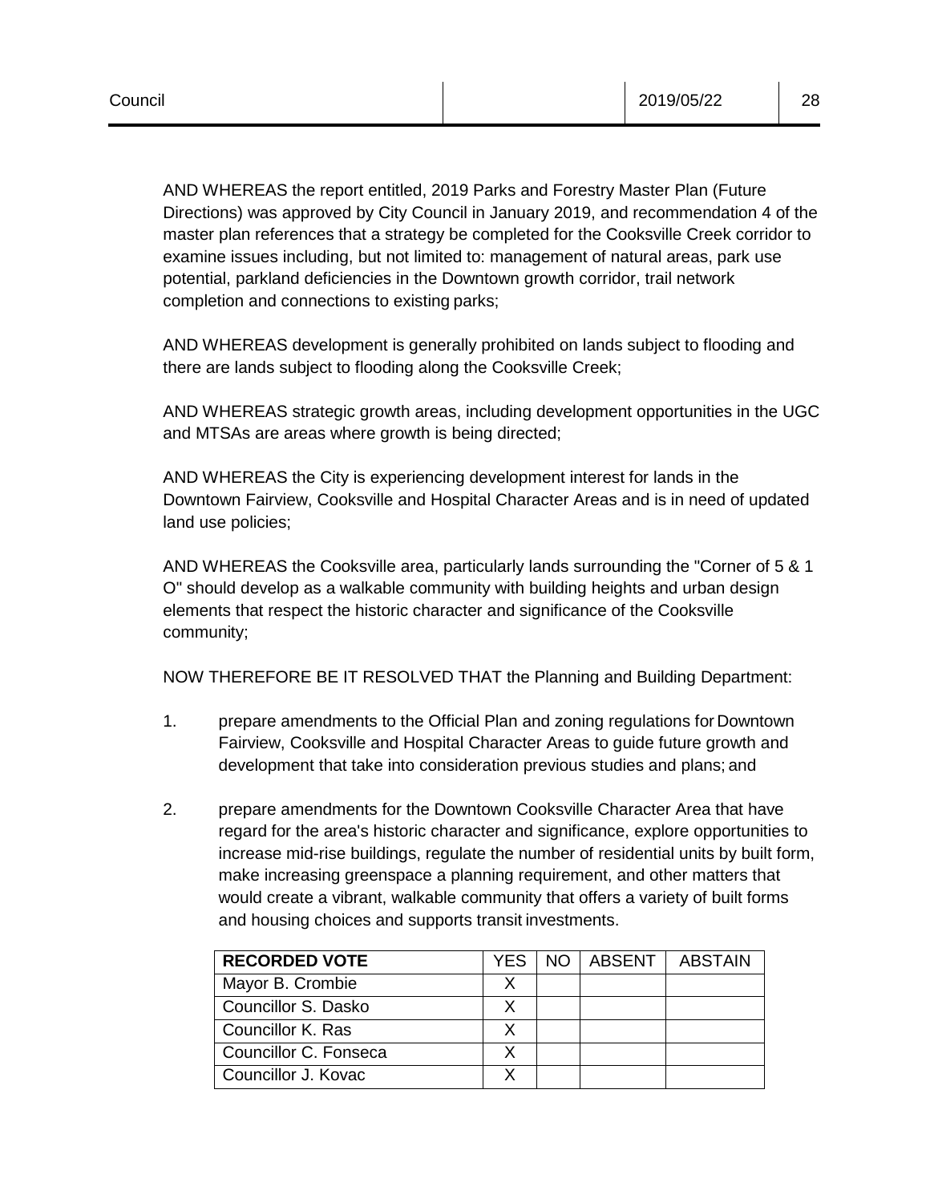AND WHEREAS the report entitled, 2019 Parks and Forestry Master Plan (Future Directions) was approved by City Council in January 2019, and recommendation 4 of the master plan references that a strategy be completed for the Cooksville Creek corridor to examine issues including, but not limited to: management of natural areas, park use potential, parkland deficiencies in the Downtown growth corridor, trail network completion and connections to existing parks;

AND WHEREAS development is generally prohibited on lands subject to flooding and there are lands subject to flooding along the Cooksville Creek;

AND WHEREAS strategic growth areas, including development opportunities in the UGC and MTSAs are areas where growth is being directed;

AND WHEREAS the City is experiencing development interest for lands in the Downtown Fairview, Cooksville and Hospital Character Areas and is in need of updated land use policies;

AND WHEREAS the Cooksville area, particularly lands surrounding the "Corner of 5 & 1 O" should develop as a walkable community with building heights and urban design elements that respect the historic character and significance of the Cooksville community;

NOW THEREFORE BE IT RESOLVED THAT the Planning and Building Department:

1. prepare amendments to the Official Plan and zoning regulations for Downtown Fairview, Cooksville and Hospital Character Areas to guide future growth and development that take into consideration previous studies and plans; and

2. prepare amendments for the Downtown Cooksville Character Area that have regard for the area's historic character and significance, explore opportunities to increase mid-rise buildings, regulate the number of residential units by built form, make increasing greenspace a planning requirement, and other matters that would create a vibrant, walkable community that offers a variety of built forms and housing choices and supports transit investments.

| RECORDED VOTE | YES | NO | ABSENT | ABSTAIN |
|---|---|---|---|---|
| Mayor B. Crombie | X | | | |
| Councillor S. Dasko | X | | | |
| Councillor K. Ras | X | | | |
| Councillor C. Fonseca | X | | | |
| Councillor J. Kovac | X | | | |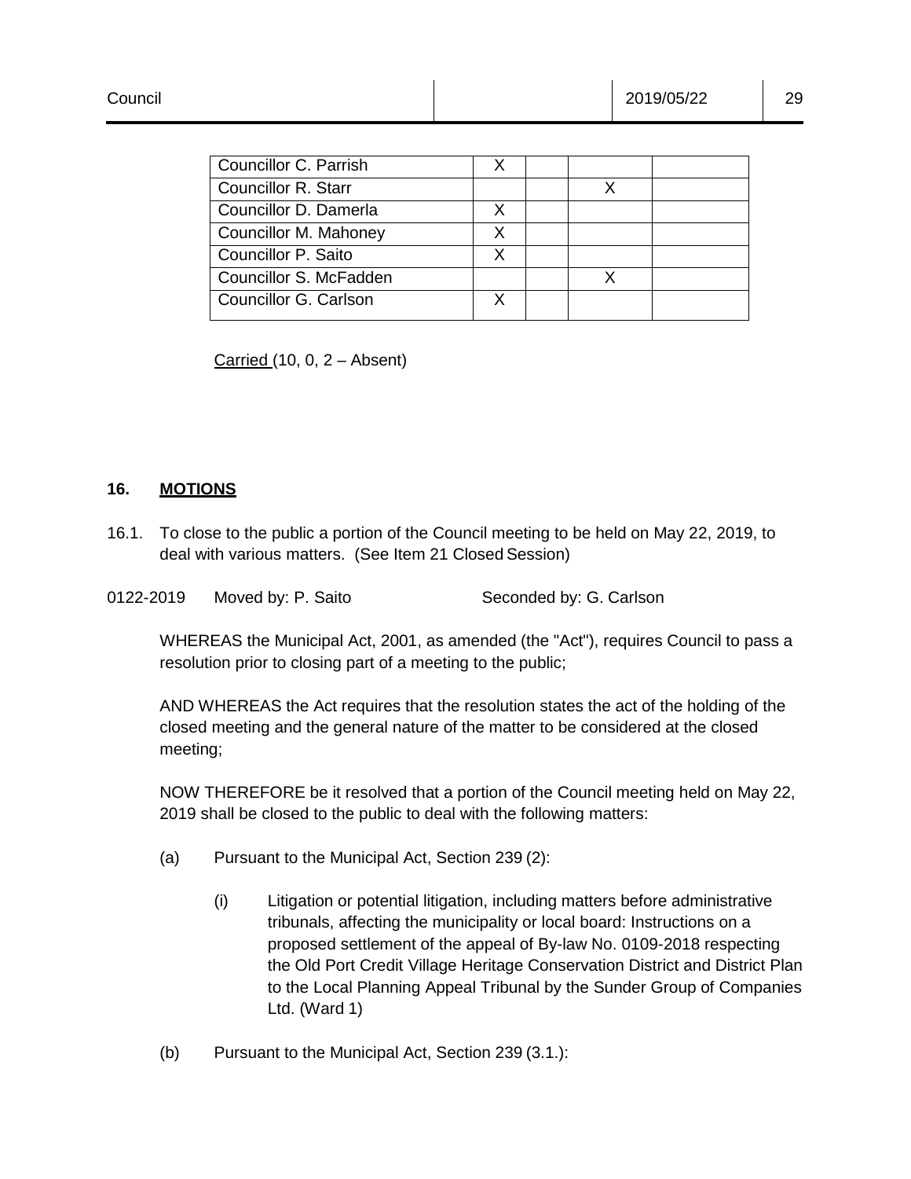| | | | | |
|---|---|---|---|---|
| Councillor C. Parrish | X | | | |
| Councillor R. Starr | | | X | |
| Councillor D. Damerla | X | | | |
| Councillor M. Mahoney | X | | | |
| Councillor P. Saito | X | | | |
| Councillor S. McFadden | | | X | |
| Councillor G. Carlson | X | | | |

Carried (10, 0, 2 – Absent)

## 16. MOTIONS

16.1. To close to the public a portion of the Council meeting to be held on May 22, 2019, to deal with various matters. (See Item 21 Closed Session)

0122-2019 Moved by: P. Saito Seconded by: G. Carlson

WHEREAS the Municipal Act, 2001, as amended (the "Act"), requires Council to pass a resolution prior to closing part of a meeting to the public;

AND WHEREAS the Act requires that the resolution states the act of the holding of the closed meeting and the general nature of the matter to be considered at the closed meeting;

NOW THEREFORE be it resolved that a portion of the Council meeting held on May 22, 2019 shall be closed to the public to deal with the following matters:

(a) Pursuant to the Municipal Act, Section 239 (2):

(i) Litigation or potential litigation, including matters before administrative tribunals, affecting the municipality or local board: Instructions on a proposed settlement of the appeal of By-law No. 0109-2018 respecting the Old Port Credit Village Heritage Conservation District and District Plan to the Local Planning Appeal Tribunal by the Sunder Group of Companies Ltd. (Ward 1)

(b) Pursuant to the Municipal Act, Section 239 (3.1.):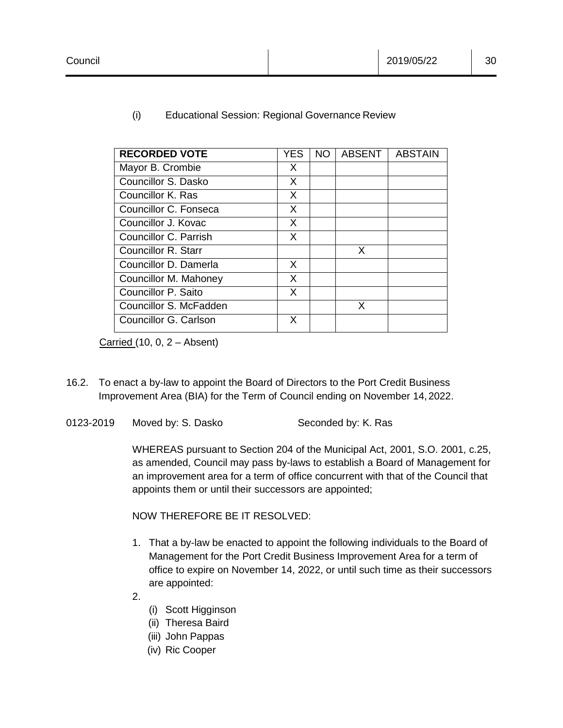(i) Educational Session: Regional Governance Review

| **RECORDED VOTE** | YES | NO | ABSENT | ABSTAIN |
|---|---|---|---|---|
| Mayor B. Crombie | X | | | |
| Councillor S. Dasko | X | | | |
| Councillor K. Ras | X | | | |
| Councillor C. Fonseca | X | | | |
| Councillor J. Kovac | X | | | |
| Councillor C. Parrish | X | | | |
| Councillor R. Starr | | | X | |
| Councillor D. Damerla | X | | | |
| Councillor M. Mahoney | X | | | |
| Councillor P. Saito | X | | | |
| Councillor S. McFadden | | | X | |
| Councillor G. Carlson | X | | | |

Carried (10, 0, 2 – Absent)

16.2. To enact a by-law to appoint the Board of Directors to the Port Credit Business Improvement Area (BIA) for the Term of Council ending on November 14, 2022.

0123-2019 Moved by: S. Dasko Seconded by: K. Ras

WHEREAS pursuant to Section 204 of the Municipal Act, 2001, S.O. 2001, c.25, as amended, Council may pass by-laws to establish a Board of Management for an improvement area for a term of office concurrent with that of the Council that appoints them or until their successors are appointed;

NOW THEREFORE BE IT RESOLVED:

1. That a by-law be enacted to appoint the following individuals to the Board of Management for the Port Credit Business Improvement Area for a term of office to expire on November 14, 2022, or until such time as their successors are appointed:
2. 
   (i) Scott Higginson
   (ii) Theresa Baird
   (iii) John Pappas
   (iv) Ric Cooper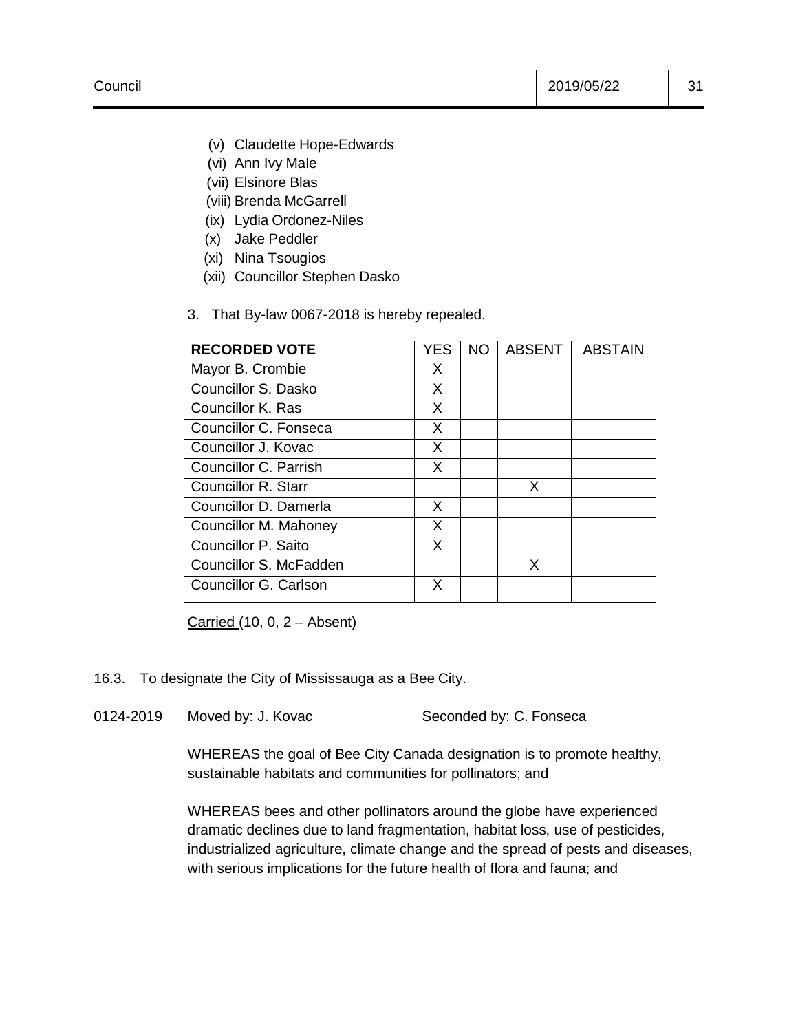(v) Claudette Hope-Edwards
(vi) Ann Ivy Male
(vii) Elsinore Blas
(viii) Brenda McGarrell
(ix) Lydia Ordonez-Niles
(x) Jake Peddler
(xi) Nina Tsougios
(xii) Councillor Stephen Dasko

3. That By-law 0067-2018 is hereby repealed.

| RECORDED VOTE | YES | NO | ABSENT | ABSTAIN |
|---|---|---|---|---|
| Mayor B. Crombie | X | | | |
| Councillor S. Dasko | X | | | |
| Councillor K. Ras | X | | | |
| Councillor C. Fonseca | X | | | |
| Councillor J. Kovac | X | | | |
| Councillor C. Parrish | X | | | |
| Councillor R. Starr | | | X | |
| Councillor D. Damerla | X | | | |
| Councillor M. Mahoney | X | | | |
| Councillor P. Saito | X | | | |
| Councillor S. McFadden | | | X | |
| Councillor G. Carlson | X | | | |

Carried (10, 0, 2 – Absent)

16.3. To designate the City of Mississauga as a Bee City.

0124-2019 Moved by: J. Kovac Seconded by: C. Fonseca

WHEREAS the goal of Bee City Canada designation is to promote healthy, sustainable habitats and communities for pollinators; and

WHEREAS bees and other pollinators around the globe have experienced dramatic declines due to land fragmentation, habitat loss, use of pesticides, industrialized agriculture, climate change and the spread of pests and diseases, with serious implications for the future health of flora and fauna; and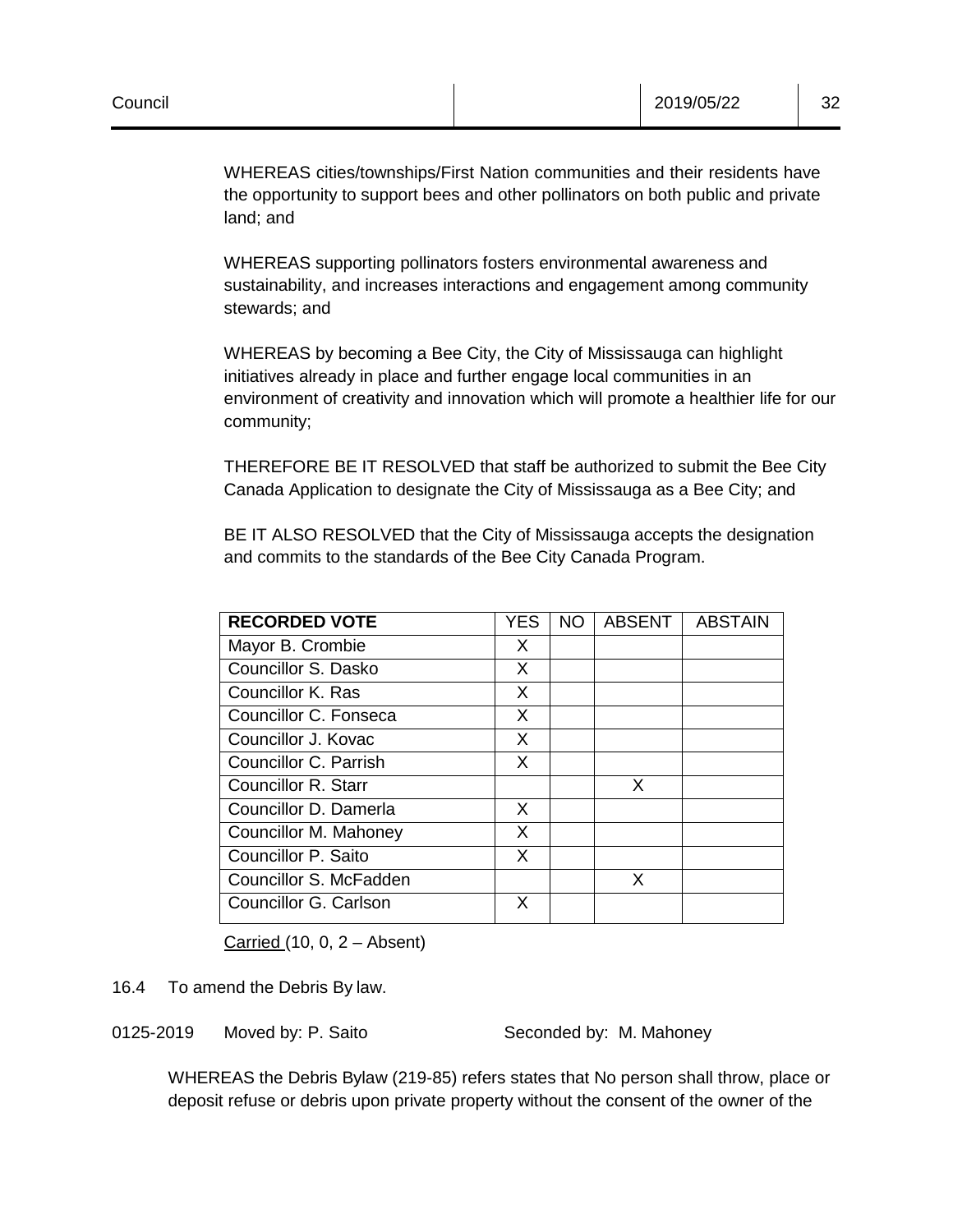WHEREAS cities/townships/First Nation communities and their residents have the opportunity to support bees and other pollinators on both public and private land; and

WHEREAS supporting pollinators fosters environmental awareness and sustainability, and increases interactions and engagement among community stewards; and

WHEREAS by becoming a Bee City, the City of Mississauga can highlight initiatives already in place and further engage local communities in an environment of creativity and innovation which will promote a healthier life for our community;

THEREFORE BE IT RESOLVED that staff be authorized to submit the Bee City Canada Application to designate the City of Mississauga as a Bee City; and

BE IT ALSO RESOLVED that the City of Mississauga accepts the designation and commits to the standards of the Bee City Canada Program.

| **RECORDED VOTE** | YES | NO | ABSENT | ABSTAIN |
|---|---|---|---|---|
| Mayor B. Crombie | X | | | |
| Councillor S. Dasko | X | | | |
| Councillor K. Ras | X | | | |
| Councillor C. Fonseca | X | | | |
| Councillor J. Kovac | X | | | |
| Councillor C. Parrish | X | | | |
| Councillor R. Starr | | | X | |
| Councillor D. Damerla | X | | | |
| Councillor M. Mahoney | X | | | |
| Councillor P. Saito | X | | | |
| Councillor S. McFadden | | | X | |
| Councillor G. Carlson | X | | | |

Carried (10, 0, 2 – Absent)

16.4 To amend the Debris By law.

0125-2019 Moved by: P. Saito Seconded by: M. Mahoney

WHEREAS the Debris Bylaw (219-85) refers states that No person shall throw, place or deposit refuse or debris upon private property without the consent of the owner of the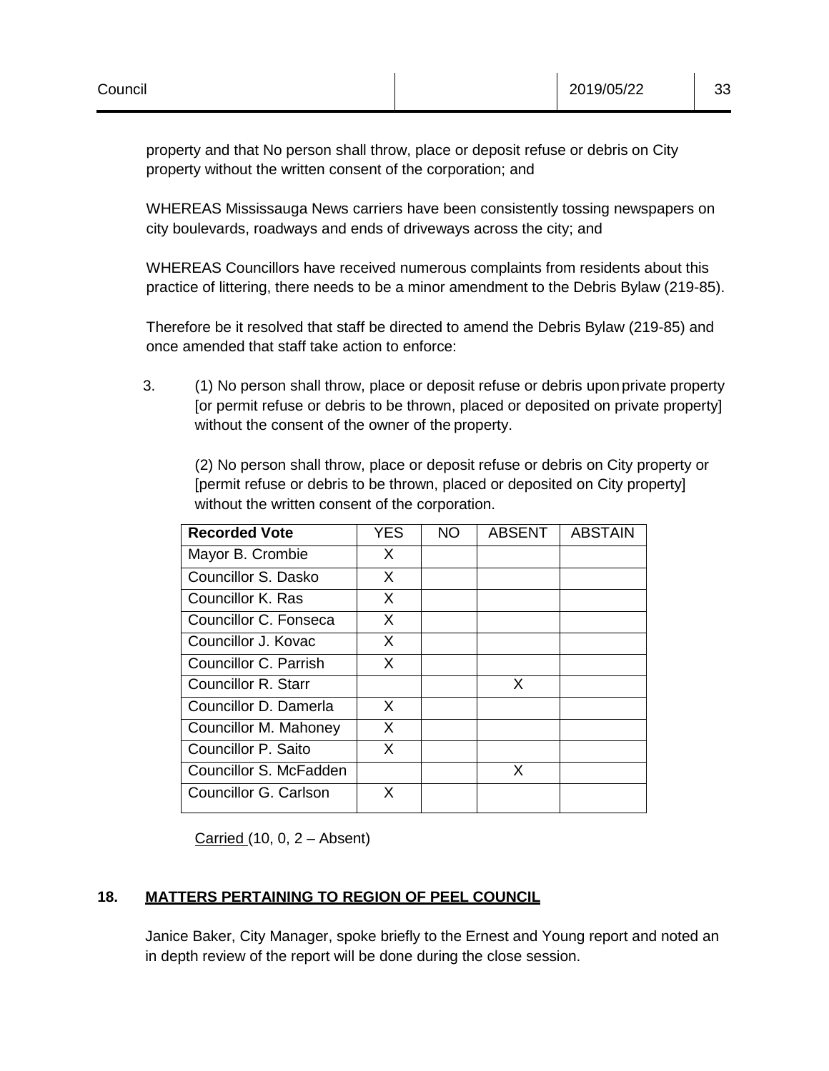property and that No person shall throw, place or deposit refuse or debris on City property without the written consent of the corporation; and

WHEREAS Mississauga News carriers have been consistently tossing newspapers on city boulevards, roadways and ends of driveways across the city; and

WHEREAS Councillors have received numerous complaints from residents about this practice of littering, there needs to be a minor amendment to the Debris Bylaw (219-85).

Therefore be it resolved that staff be directed to amend the Debris Bylaw (219-85) and once amended that staff take action to enforce:

3. (1) No person shall throw, place or deposit refuse or debris upon private property [or permit refuse or debris to be thrown, placed or deposited on private property] without the consent of the owner of the property.

   (2) No person shall throw, place or deposit refuse or debris on City property or [permit refuse or debris to be thrown, placed or deposited on City property] without the written consent of the corporation.

| Recorded Vote | YES | NO | ABSENT | ABSTAIN |
|---|---|---|---|---|
| Mayor B. Crombie | X | | | |
| Councillor S. Dasko | X | | | |
| Councillor K. Ras | X | | | |
| Councillor C. Fonseca | X | | | |
| Councillor J. Kovac | X | | | |
| Councillor C. Parrish | X | | | |
| Councillor R. Starr | | | X | |
| Councillor D. Damerla | X | | | |
| Councillor M. Mahoney | X | | | |
| Councillor P. Saito | X | | | |
| Councillor S. McFadden | | | X | |
| Councillor G. Carlson | X | | | |

Carried (10, 0, 2 – Absent)

## 18. MATTERS PERTAINING TO REGION OF PEEL COUNCIL

Janice Baker, City Manager, spoke briefly to the Ernest and Young report and noted an in depth review of the report will be done during the close session.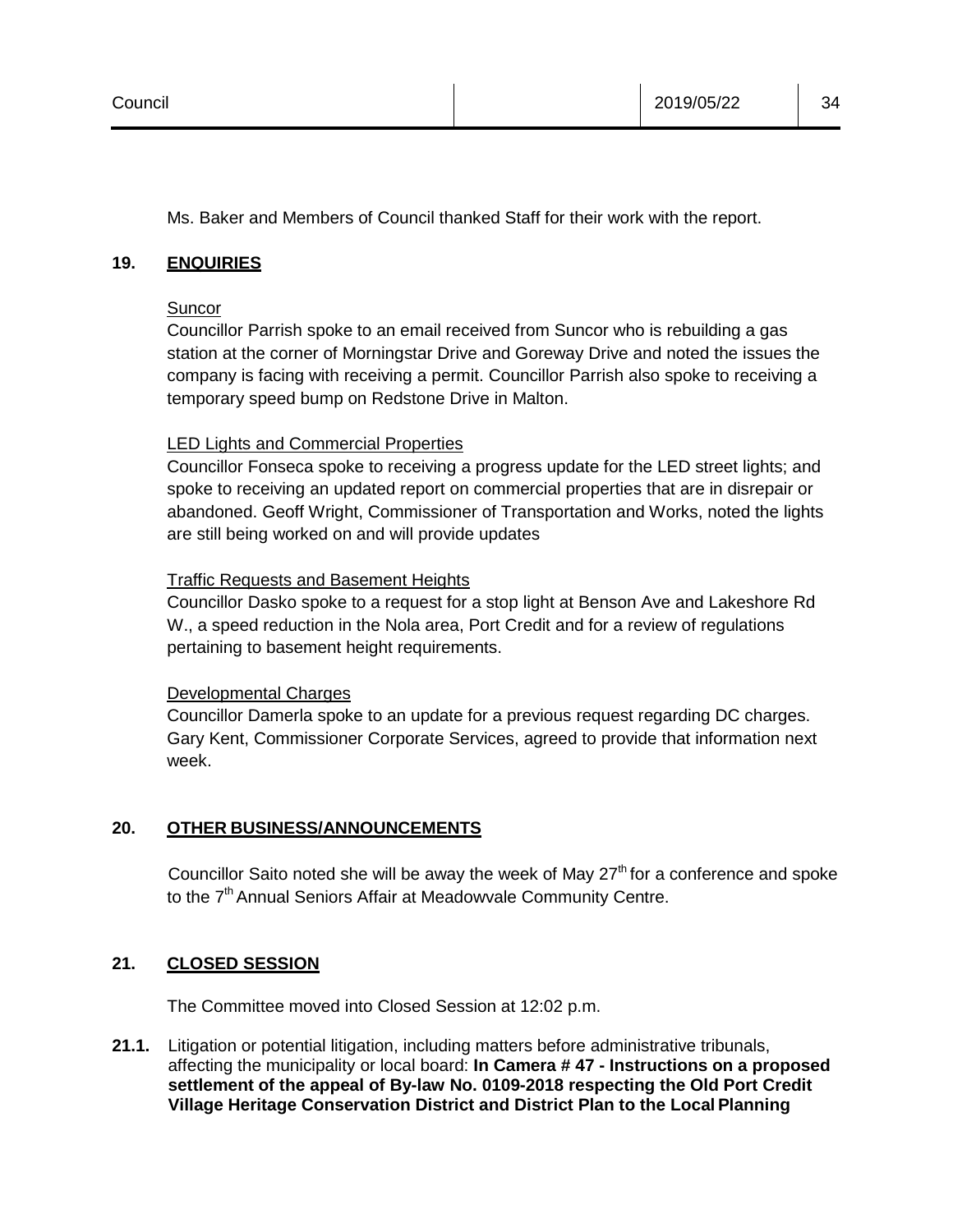Ms. Baker and Members of Council thanked Staff for their work with the report.

## 19. ENQUIRIES

Suncor

Councillor Parrish spoke to an email received from Suncor who is rebuilding a gas station at the corner of Morningstar Drive and Goreway Drive and noted the issues the company is facing with receiving a permit. Councillor Parrish also spoke to receiving a temporary speed bump on Redstone Drive in Malton.

LED Lights and Commercial Properties

Councillor Fonseca spoke to receiving a progress update for the LED street lights; and spoke to receiving an updated report on commercial properties that are in disrepair or abandoned. Geoff Wright, Commissioner of Transportation and Works, noted the lights are still being worked on and will provide updates

Traffic Requests and Basement Heights

Councillor Dasko spoke to a request for a stop light at Benson Ave and Lakeshore Rd W., a speed reduction in the Nola area, Port Credit and for a review of regulations pertaining to basement height requirements.

Developmental Charges

Councillor Damerla spoke to an update for a previous request regarding DC charges. Gary Kent, Commissioner Corporate Services, agreed to provide that information next week.

## 20. OTHER BUSINESS/ANNOUNCEMENTS

Councillor Saito noted she will be away the week of May 27th for a conference and spoke to the 7th Annual Seniors Affair at Meadowvale Community Centre.

## 21. CLOSED SESSION

The Committee moved into Closed Session at 12:02 p.m.

**21.1.** Litigation or potential litigation, including matters before administrative tribunals, affecting the municipality or local board: **In Camera # 47 - Instructions on a proposed settlement of the appeal of By-law No. 0109-2018 respecting the Old Port Credit Village Heritage Conservation District and District Plan to the Local Planning**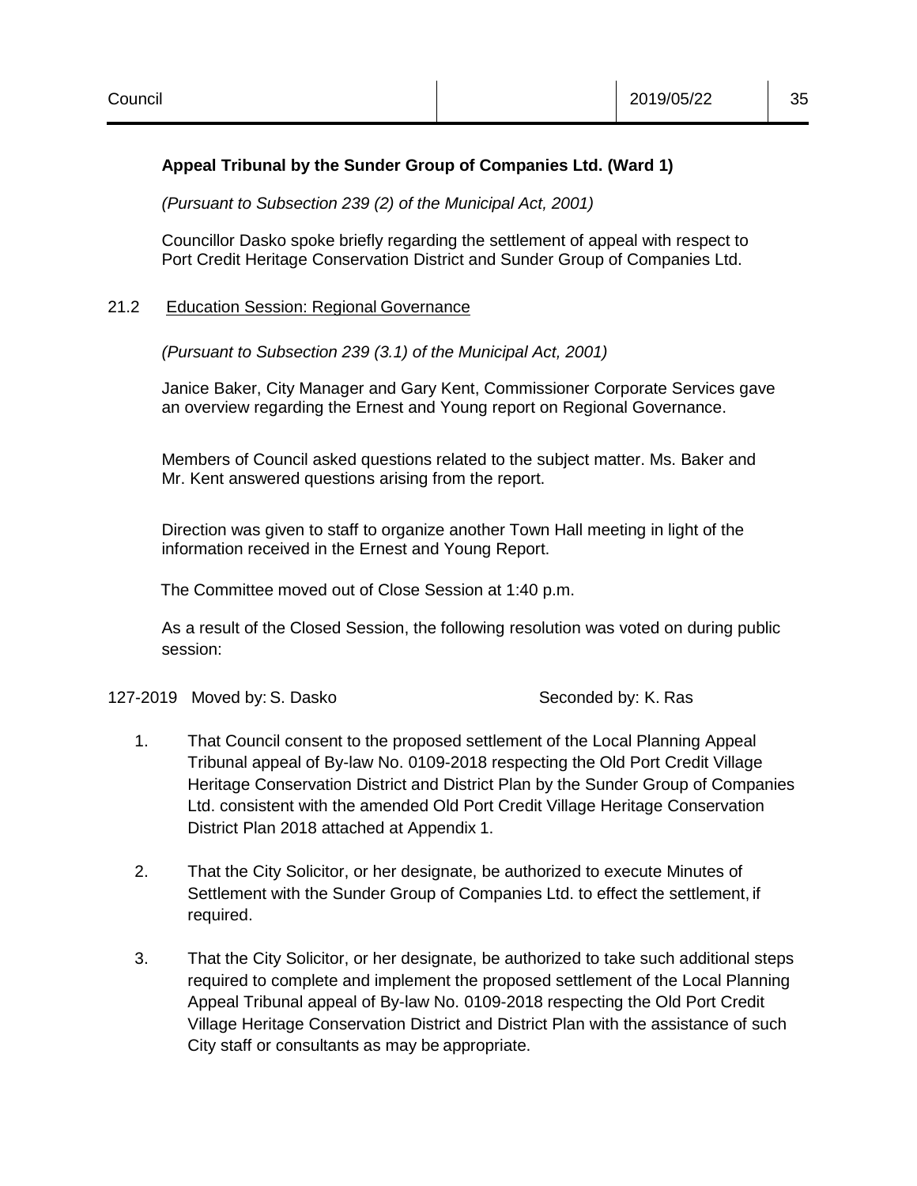**Appeal Tribunal by the Sunder Group of Companies Ltd. (Ward 1)**

*(Pursuant to Subsection 239 (2) of the Municipal Act, 2001)*

Councillor Dasko spoke briefly regarding the settlement of appeal with respect to Port Credit Heritage Conservation District and Sunder Group of Companies Ltd.

21.2 Education Session: Regional Governance

*(Pursuant to Subsection 239 (3.1) of the Municipal Act, 2001)*

Janice Baker, City Manager and Gary Kent, Commissioner Corporate Services gave an overview regarding the Ernest and Young report on Regional Governance.

Members of Council asked questions related to the subject matter. Ms. Baker and Mr. Kent answered questions arising from the report.

Direction was given to staff to organize another Town Hall meeting in light of the information received in the Ernest and Young Report.

The Committee moved out of Close Session at 1:40 p.m.

As a result of the Closed Session, the following resolution was voted on during public session:

127-2019 Moved by: S. Dasko Seconded by: K. Ras

1. That Council consent to the proposed settlement of the Local Planning Appeal Tribunal appeal of By-law No. 0109-2018 respecting the Old Port Credit Village Heritage Conservation District and District Plan by the Sunder Group of Companies Ltd. consistent with the amended Old Port Credit Village Heritage Conservation District Plan 2018 attached at Appendix 1.

2. That the City Solicitor, or her designate, be authorized to execute Minutes of Settlement with the Sunder Group of Companies Ltd. to effect the settlement, if required.

3. That the City Solicitor, or her designate, be authorized to take such additional steps required to complete and implement the proposed settlement of the Local Planning Appeal Tribunal appeal of By-law No. 0109-2018 respecting the Old Port Credit Village Heritage Conservation District and District Plan with the assistance of such City staff or consultants as may be appropriate.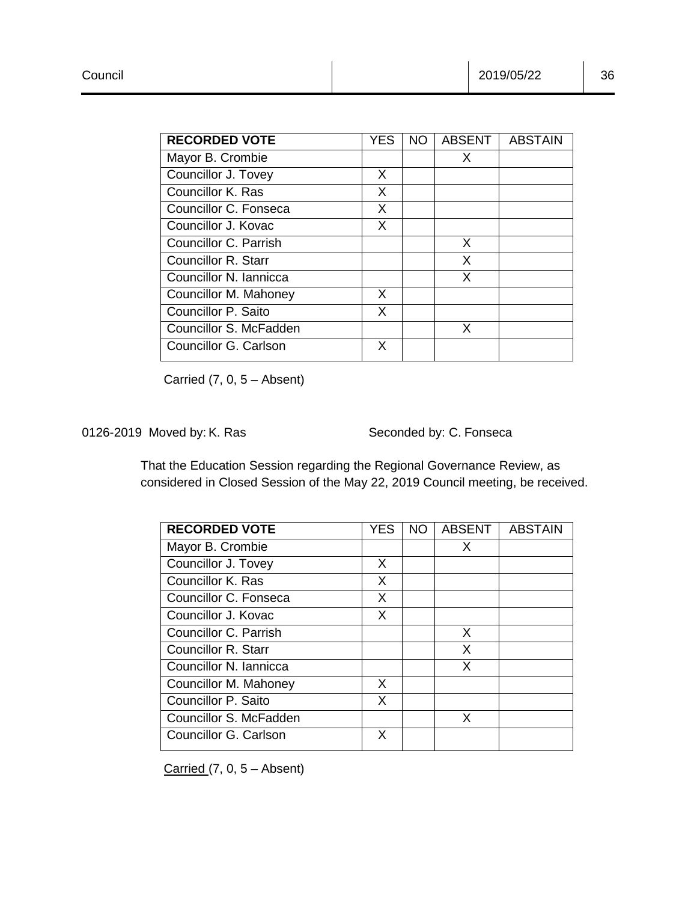| RECORDED VOTE | YES | NO | ABSENT | ABSTAIN |
|---|---|---|---|---|
| Mayor B. Crombie | | | X | |
| Councillor J. Tovey | X | | | |
| Councillor K. Ras | X | | | |
| Councillor C. Fonseca | X | | | |
| Councillor J. Kovac | X | | | |
| Councillor C. Parrish | | | X | |
| Councillor R. Starr | | | X | |
| Councillor N. Iannicca | | | X | |
| Councillor M. Mahoney | X | | | |
| Councillor P. Saito | X | | | |
| Councillor S. McFadden | | | X | |
| Councillor G. Carlson | X | | | |

Carried (7, 0, 5 – Absent)

0126-2019 Moved by: K. Ras Seconded by: C. Fonseca

That the Education Session regarding the Regional Governance Review, as considered in Closed Session of the May 22, 2019 Council meeting, be received.

| RECORDED VOTE | YES | NO | ABSENT | ABSTAIN |
|---|---|---|---|---|
| Mayor B. Crombie | | | X | |
| Councillor J. Tovey | X | | | |
| Councillor K. Ras | X | | | |
| Councillor C. Fonseca | X | | | |
| Councillor J. Kovac | X | | | |
| Councillor C. Parrish | | | X | |
| Councillor R. Starr | | | X | |
| Councillor N. Iannicca | | | X | |
| Councillor M. Mahoney | X | | | |
| Councillor P. Saito | X | | | |
| Councillor S. McFadden | | | X | |
| Councillor G. Carlson | X | | | |

Carried (7, 0, 5 – Absent)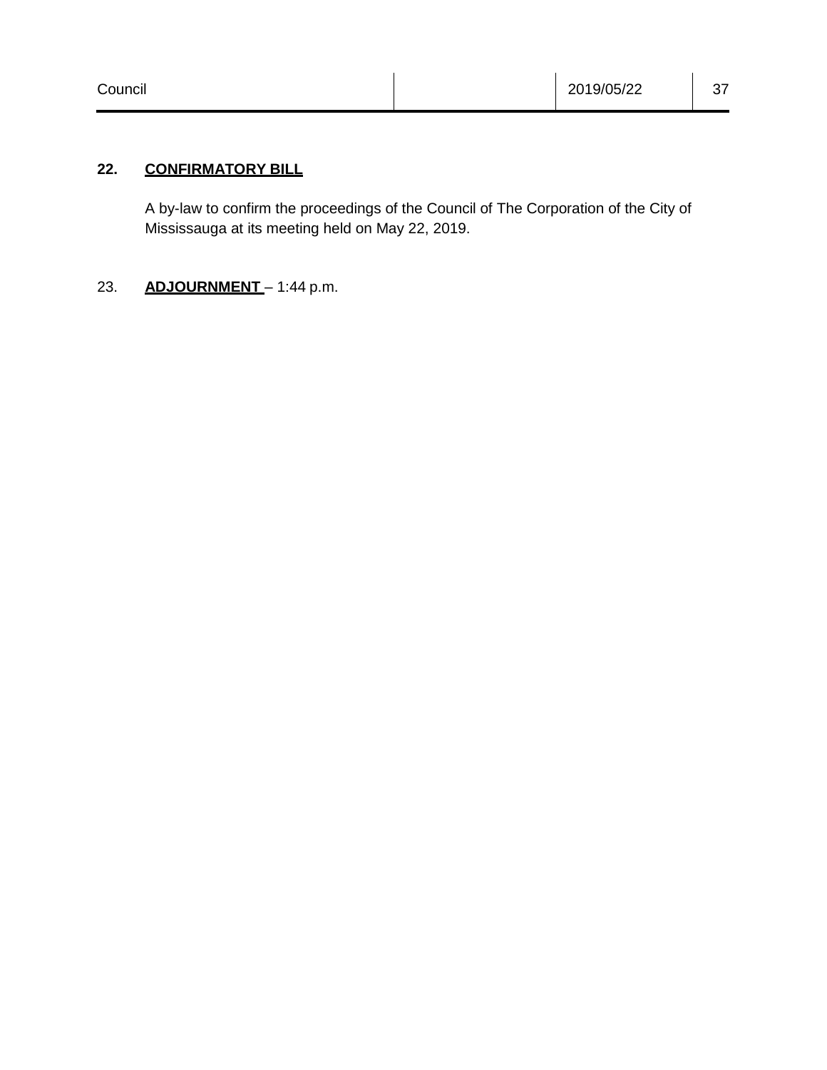**22. CONFIRMATORY BILL**

A by-law to confirm the proceedings of the Council of The Corporation of the City of Mississauga at its meeting held on May 22, 2019.

23. **ADJOURNMENT** – 1:44 p.m.